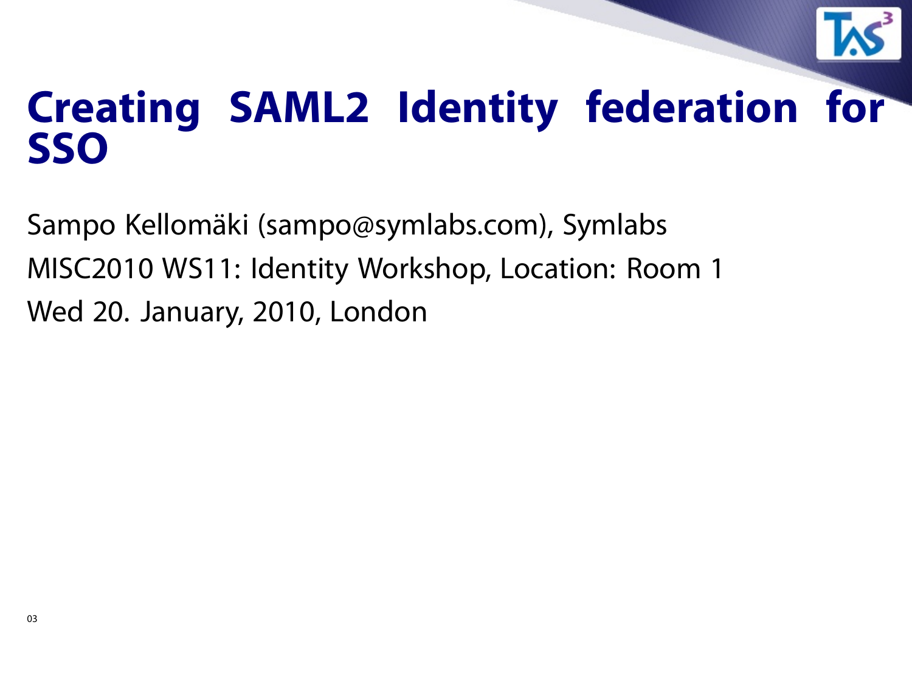# Creating SAML2 Identity federation for SSO

Sampo Kellomäki (sampo@symlabs.com), Symlabs

MISC2010 WS11: Identity Workshop, Location: Room 1

Wed 20. January, 2010, London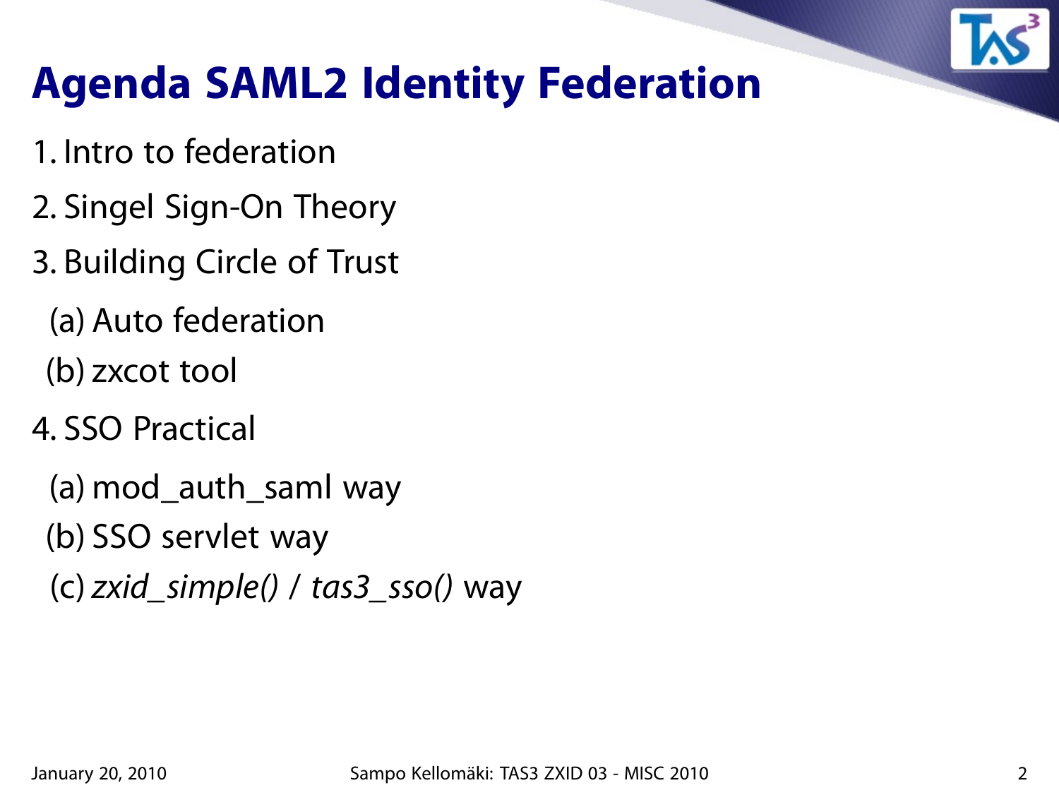# Agenda SAML2 Identity Federation

1. Intro to federation
2. Singel Sign-On Theory
3. Building Circle of Trust
   (a) Auto federation
   (b) zxcot tool
4. SSO Practical
   (a) mod_auth_saml way
   (b) SSO servlet way
   (c) *zxid_simple() / tas3_sso()* way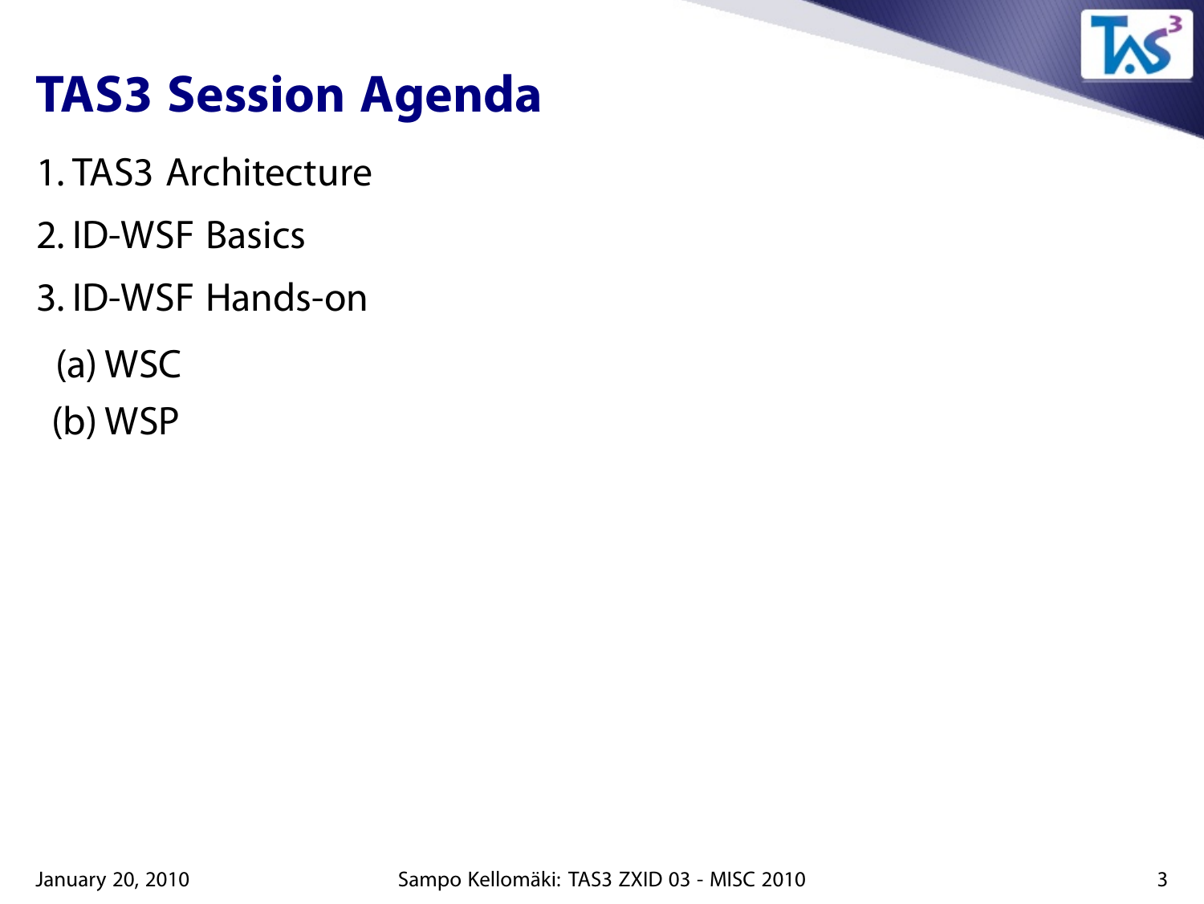# TAS3 Session Agenda

1. TAS3 Architecture
2. ID-WSF Basics
3. ID-WSF Hands-on
   - (a) WSC
   - (b) WSP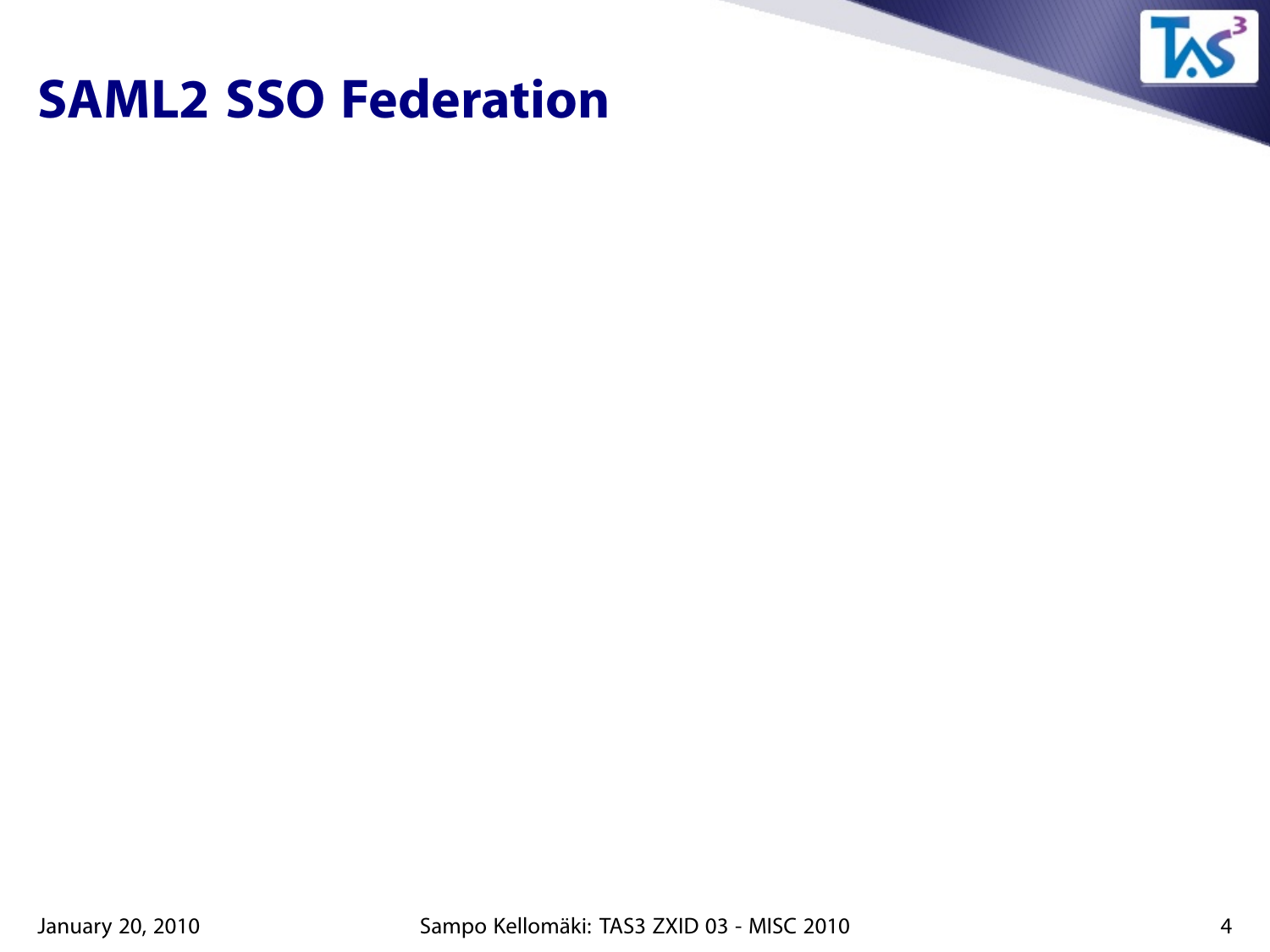# SAML2 SSO Federation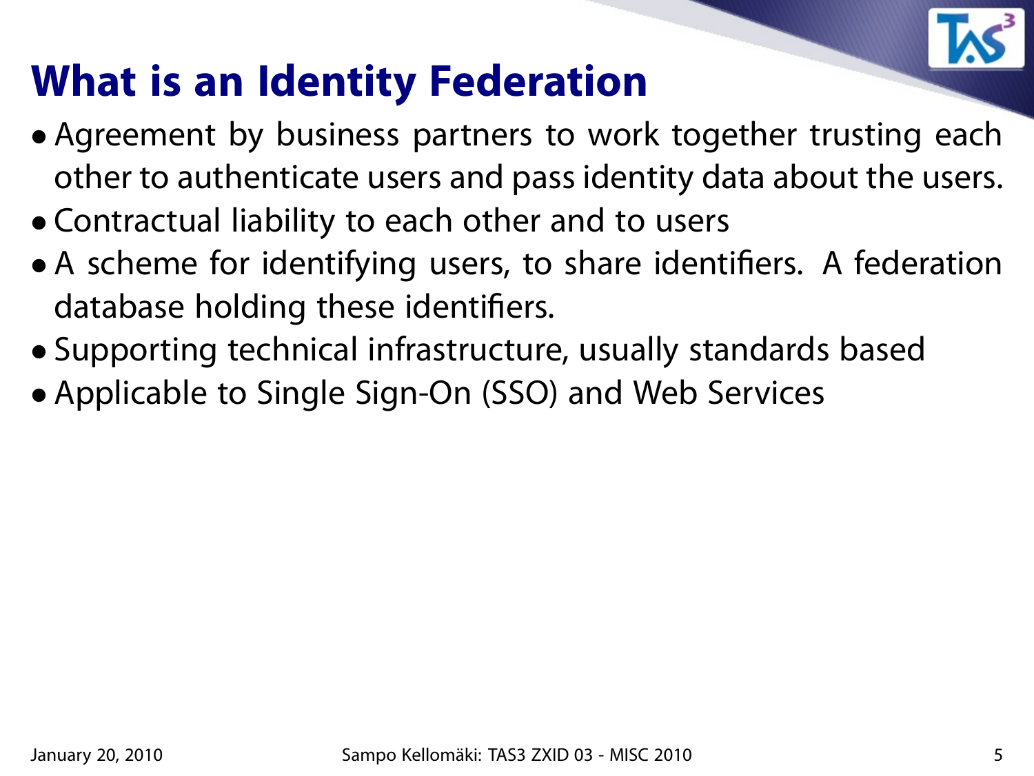# What is an Identity Federation

- Agreement by business partners to work together trusting each other to authenticate users and pass identity data about the users.
- Contractual liability to each other and to users
- A scheme for identifying users, to share identifiers. A federation database holding these identifiers.
- Supporting technical infrastructure, usually standards based
- Applicable to Single Sign-On (SSO) and Web Services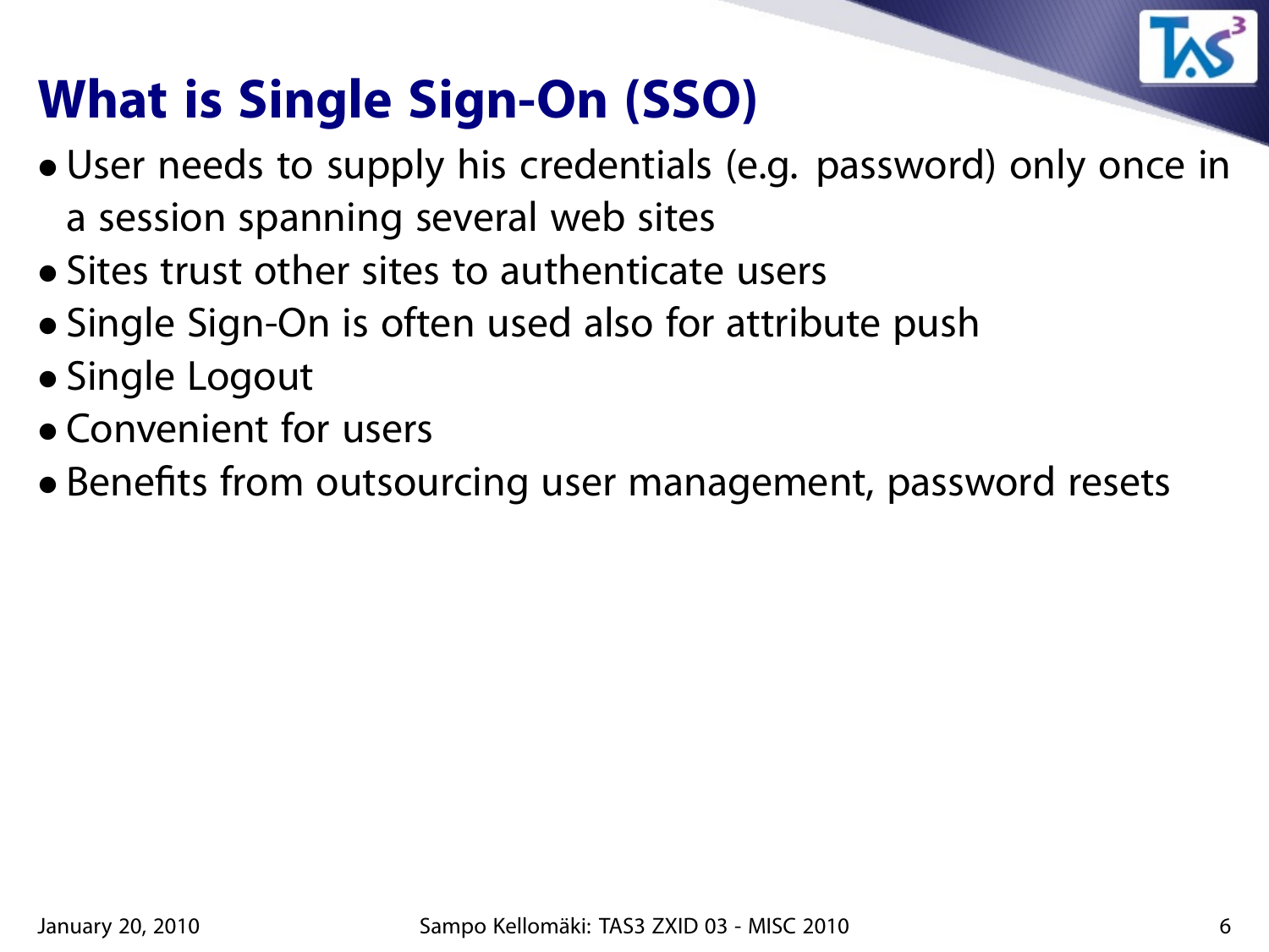# What is Single Sign-On (SSO)

- User needs to supply his credentials (e.g. password) only once in a session spanning several web sites
- Sites trust other sites to authenticate users
- Single Sign-On is often used also for attribute push
- Single Logout
- Convenient for users
- Benefits from outsourcing user management, password resets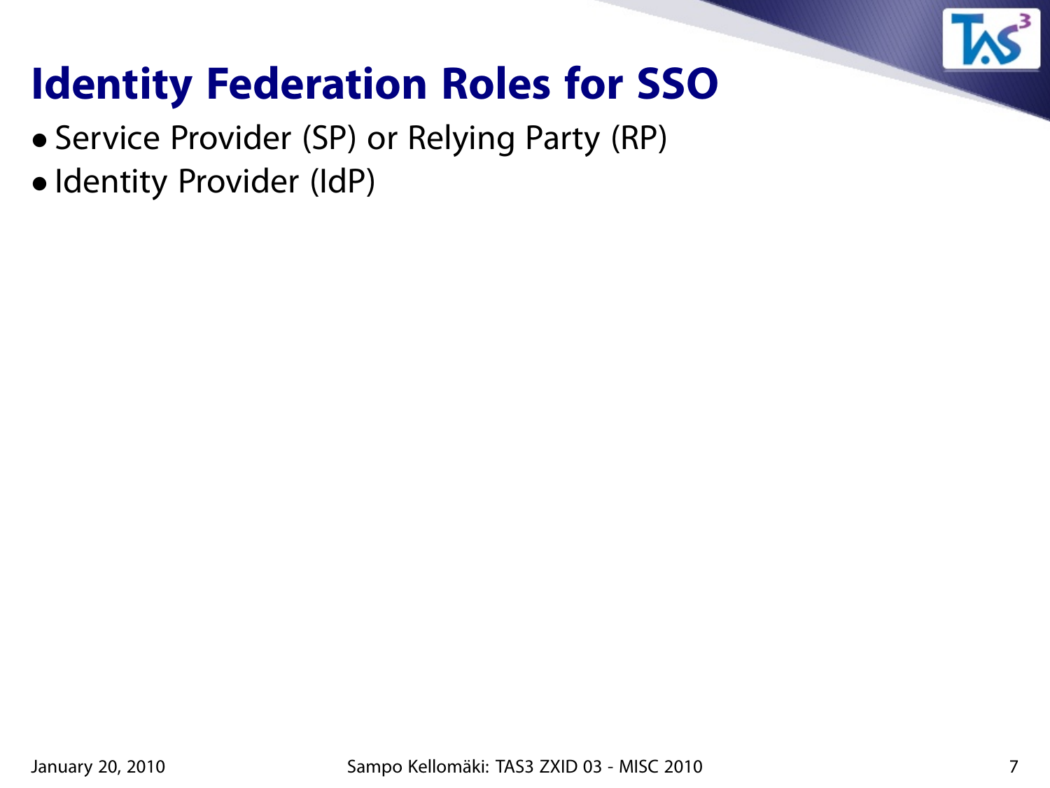# Identity Federation Roles for SSO

- Service Provider (SP) or Relying Party (RP)
- Identity Provider (IdP)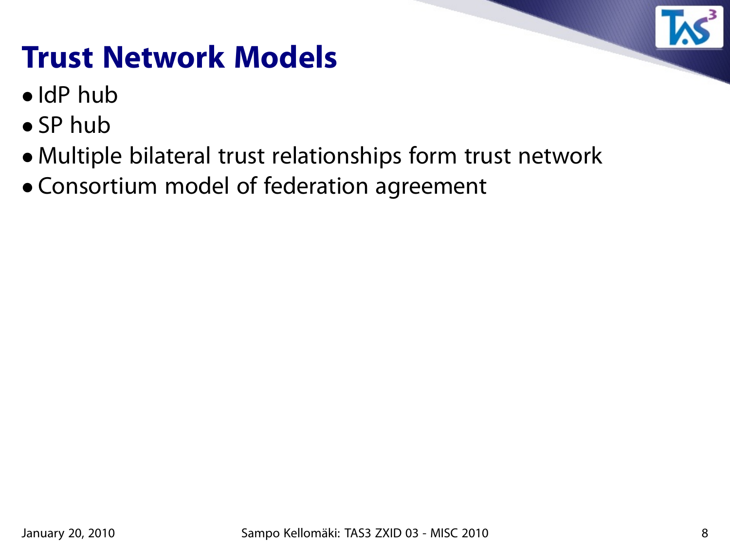# Trust Network Models

- IdP hub
- SP hub
- Multiple bilateral trust relationships form trust network
- Consortium model of federation agreement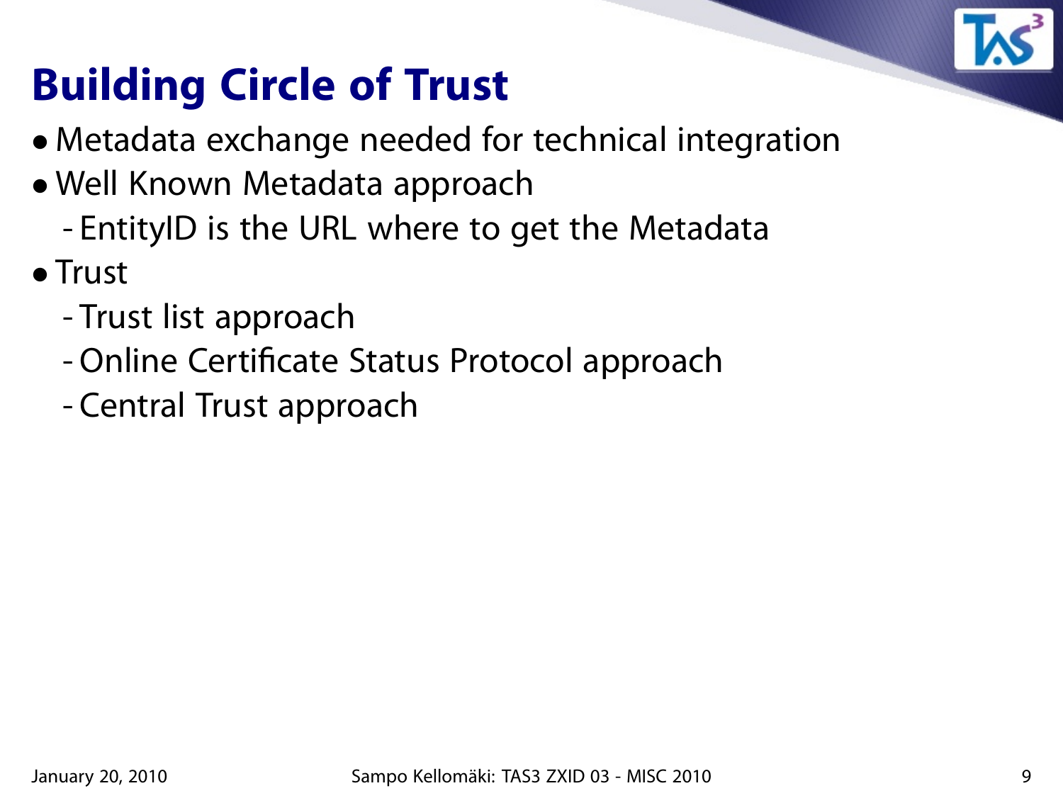# Building Circle of Trust

- Metadata exchange needed for technical integration
- Well Known Metadata approach
  - EntityID is the URL where to get the Metadata
- Trust
  - Trust list approach
  - Online Certificate Status Protocol approach
  - Central Trust approach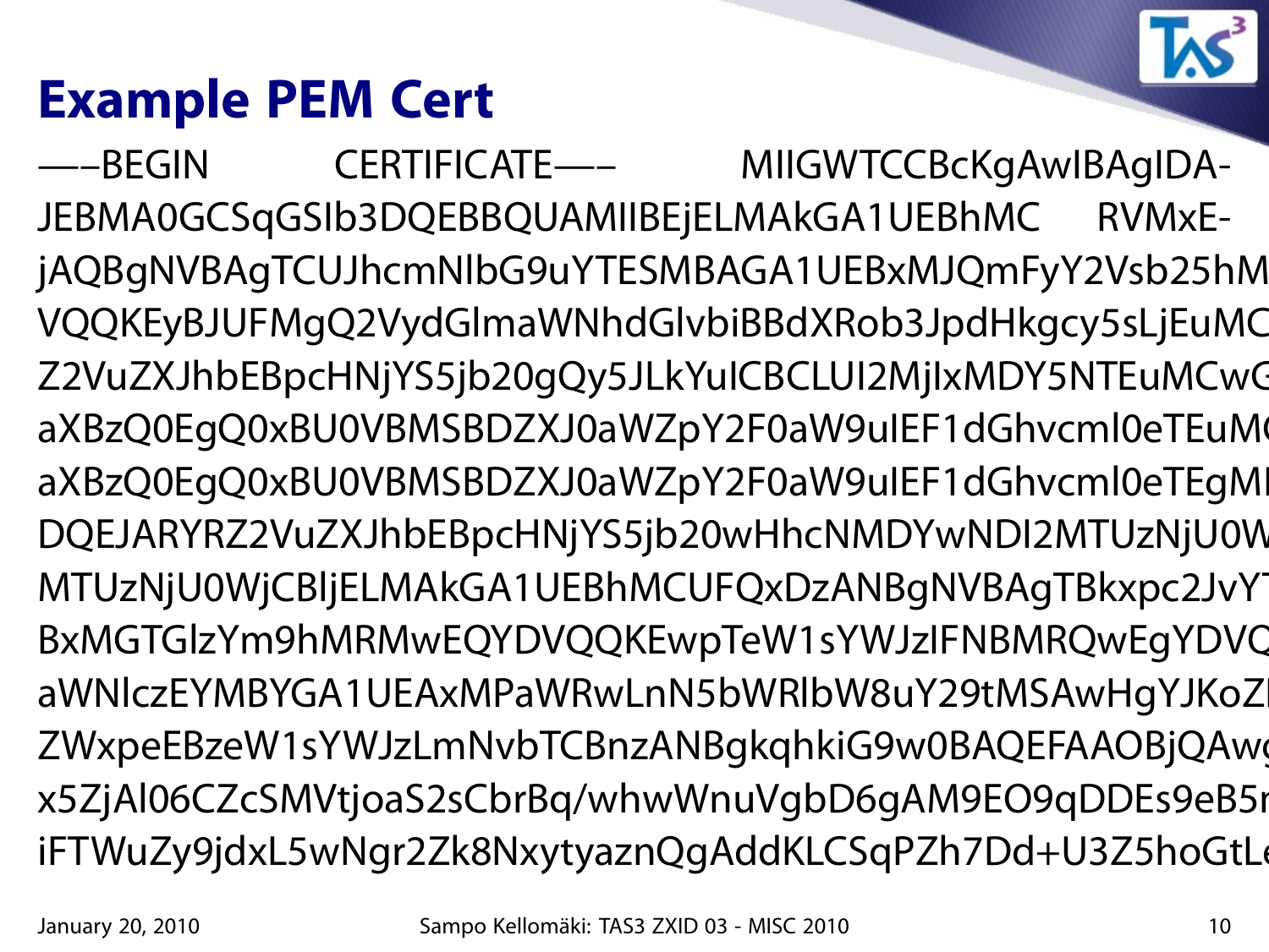# Example PEM Cert

—–BEGIN CERTIFICATE—– MIIGWTCCBcKgAwIBAgIDA-JEBMA0GCSqGSIb3DQEBBQUAMIIBEjELMAkGA1UEBhMC RVMxE-jAQBgNVBAgTCUJhcmNlbG9uYTESMBAGA1UEBxMJQmFyY2Vsb25hM
VQQKEyBJUFMgQ2VydGlmaWNhdGlvbiBBdXRob3JpdHkgcy5sLjEuMC
Z2VuZXJhbEBpcHNjYS5jb20gQy5JLkYuICBCLUI2MjIxMDY5NTEuMCwG
aXBzQ0EgQ0xBU0VBMSBDZXJ0aWZpY2F0aW9uIEF1dGhvcml0eTEuMC
aXBzQ0EgQ0xBU0VBMSBDZXJ0aWZpY2F0aW9uIEF1dGhvcml0eTEgMI
DQEJARYRZ2VuZXJhbEBpcHNjYS5jb20wHhcNMDYwNDI2MTUzNjU0W
MTUzNjU0WjCBljELMAkGA1UEBhMCUFQxDzANBgNVBAgTBkxpc2JvYT
BxMGTGlzYm9hMRMwEQYDVQQKEwpTeW1sYWJzIFNBMRQwEgYDVQ
aWNlczEYMBYGA1UEAxMPaWRwLnN5bWRlbW8uY29tMSAwHgYJKoZI
ZWxpeEBzeW1sYWJzLmNvbTCBnzANBgkqhkiG9w0BAQEFAAOBjQAwg
x5ZjAl06CZcSMVtjoaS2sCbrBq/whwWnuVgbD6gAM9EO9qDDEs9eB5r
iFTWuZy9jdxL5wNgr2Zk8NxytyaznQgAddKLCSqPZh7Dd+U3Z5hoGtLe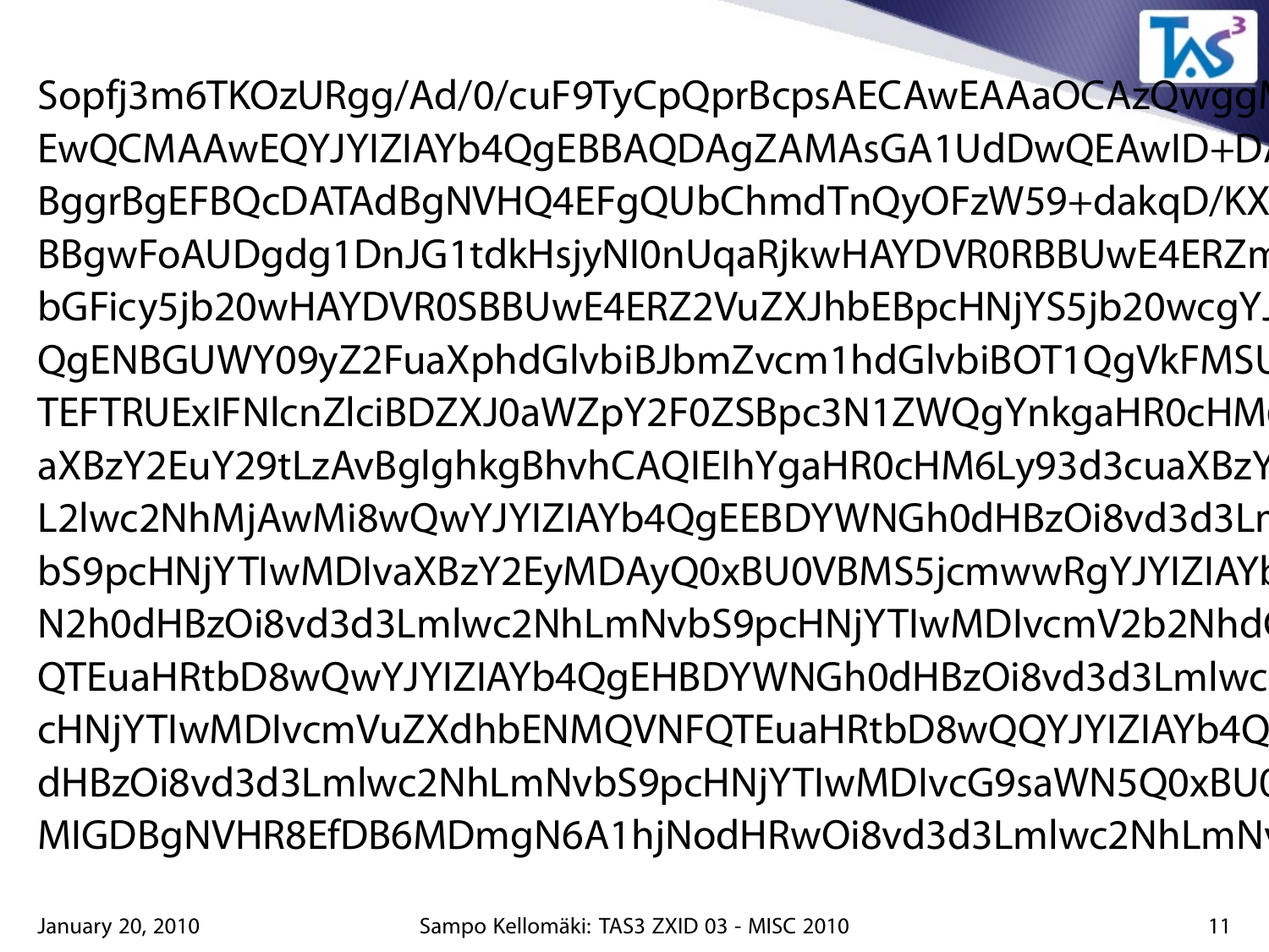```
Sopfj3m6TKOzURgg/Ad/0/cuF9TyCpQprBcpsAECAwEAAaOCAzQwgg
EwQCMAAwEQYJYIZIAYb4QgEBBAQDAgZAMAsGA1UdDwQEAwID+D
BggrBgEFBQcDATAdBgNVHQ4EFgQUbChmdTnQyOFzW59+dakqD/KX
BBgwFoAUDgdg1DnJG1tdkHsjyNI0nUqaRjkwHAYDVR0RBBUwE4ERZm
bGFicy5jb20wHAYDVR0SBBUwE4ERZ2VuZXJhbEBpcHNjYS5jb20wcgY
QgENBGUWY09yZ2FuaXphdGlvbiBJbmZvcm1hdGlvbiBOT1QgVkFMSU
TEFTRUExIFNlcnZlciBDZXJ0aWZpY2F0ZSBpc3N1ZWQgYnkgaHR0cHM
aXBzY2EuY29tLzAvBglghkgBhvhCAQIEIhYgaHR0cHM6Ly93d3cuaXBzY
L2lwc2NhMjAwMi8wQwYJYIZIAYb4QgEEBDYWNGh0dHBzOi8vd3d3Lm
bS9pcHNjYTIwMDIvaXBzY2EyMDAyQ0xBU0VBMS5jcmwwRgYJYIZIAY
N2h0dHBzOi8vd3d3Lmlwc2NhLmNvbS9pcHNjYTIwMDIvcmV2b2Nhd
QTEuaHRtbD8wQwYJYIZIAYb4QgEHBDYWNGh0dHBzOi8vd3d3Lmlwc
cHNjYTIwMDIvcmVuZXdhbENMQVNFQTEuaHRtbD8wQQYJYIZIAYb4Q
dHBzOi8vd3d3Lmlwc2NhLmNvbS9pcHNjYTIwMDIvcG9saWN5Q0xBU
MIGDBgNVHR8EfDB6MDmgN6A1hjNodHRwOi8vd3d3Lmlwc2NhLmN
```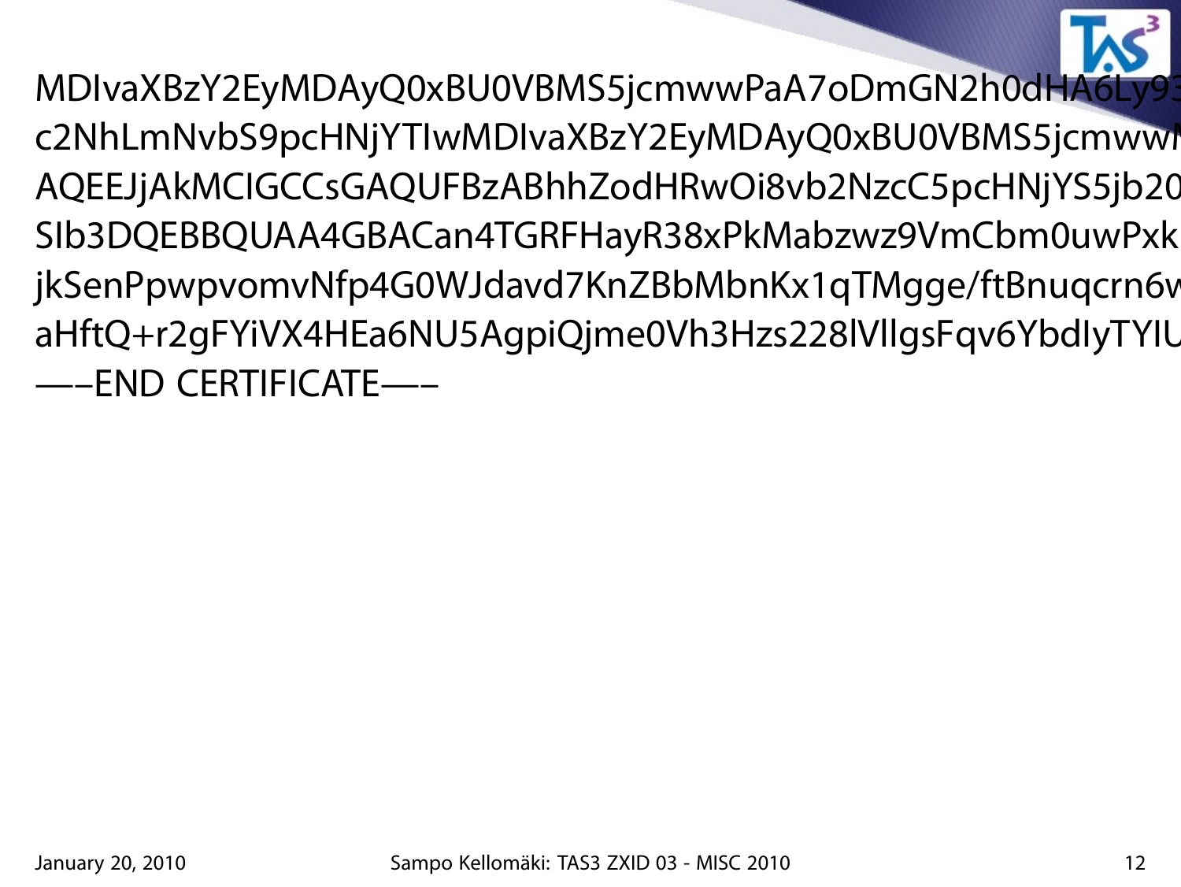```
MDIvaXBzY2EyMDAyQ0xBU0VBMS5jcmwwPaA7oDmGN2h0dHA6Ly93
c2NhLmNvbS9pcHNjYTIwMDIvaXBzY2EyMDAyQ0xBU0VBMS5jcmwwN
AQEEJjAkMCIGCCsGAQUFBzABhhZodHRwOi8vb2NzcC5pcHNjYS5jb20
SIb3DQEBBQUAA4GBACan4TGRFHayR38xPkMabzwz9VmCbm0uwPxk
jkSenPpwpvomvNfp4G0WJdavd7KnZBbMbnKx1qTMgge/ftBnuqcrn6w
aHftQ+r2gFYiVX4HEa6NU5AgpiQjme0Vh3Hzs228lVllgsFqv6YbdIyTYIU
-----END CERTIFICATE-----
```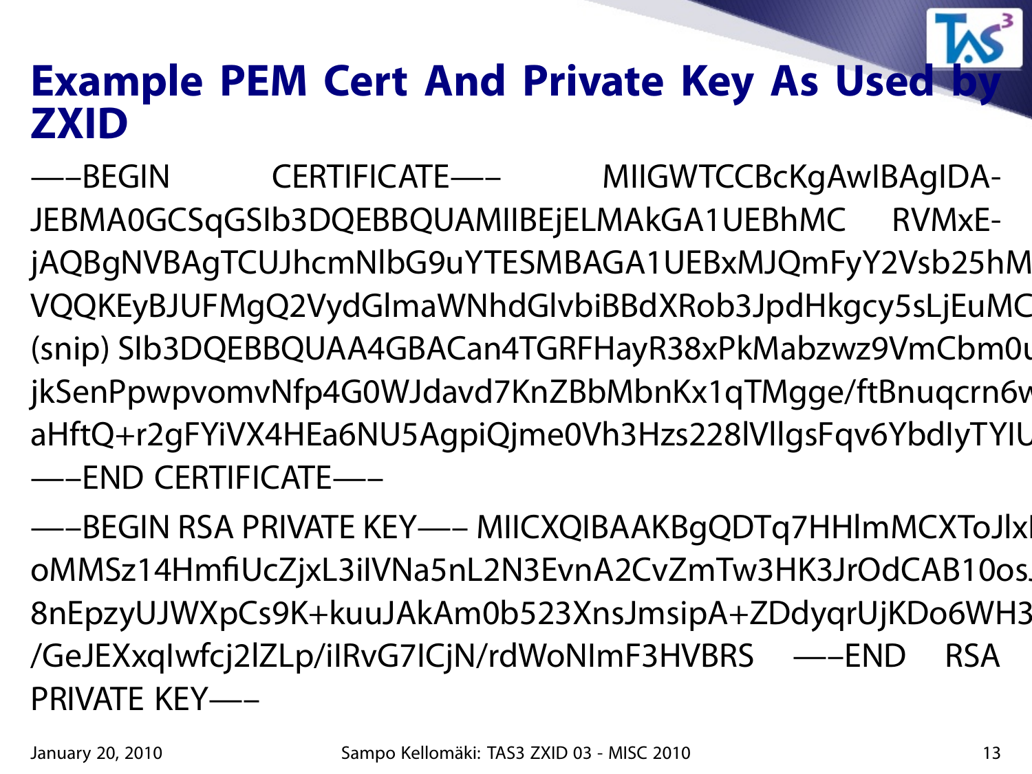# Example PEM Cert And Private Key As Used by ZXID

—–BEGIN CERTIFICATE—– MIIGWTCCBcKgAwIBAgIDA-JEBMA0GCSqGSIb3DQEBBQUAMIIBEjELMAkGA1UEBhMC RVMxE-jAQBgNVBAgTCUJhcmNlbG9uYTESMBAGA1UEBxMJQmFyY2Vsb25hM VQQKEyBJUFMgQ2VydGlmaWNhdGlvbiBBdXRob3JpdHkgcy5sLjEuMC (snip) SIb3DQEBBQUAA4GBACan4TGRFHayR38xPkMabzwz9VmCbm0u jkSenPpwpvomvNfp4G0WJdavd7KnZBbMbnKx1qTMgge/ftBnuqcrn6w aHftQ+r2gFYiVX4HEa6NU5AgpiQjme0Vh3Hzs228lVllgsFqv6YbdIyTYIU —–END CERTIFICATE—–

—–BEGIN RSA PRIVATE KEY—– MIICXQIBAAKBgQDTq7HHlmMCXToJlxl oMMSz14HmfiUcZjxL3iIVNa5nL2N3EvnA2CvZmTw3HK3JrOdCAB10os. 8nEpzyUJWXpCs9K+kuuJAkAm0b523XnsJmsipA+ZDdyqrUjKDo6WH3 /GeJEXxqIwfcj2lZLp/iIRvG7ICjN/rdWoNImF3HVBRS —–END RSA PRIVATE KEY—–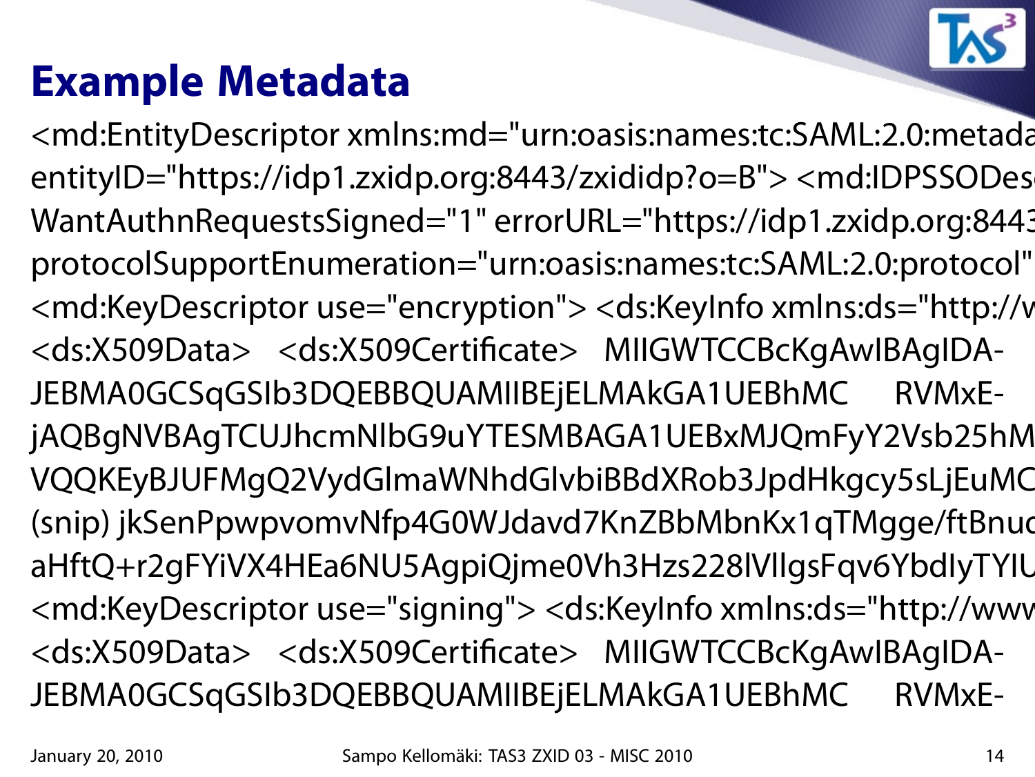# Example Metadata

```
<md:EntityDescriptor xmlns:md="urn:oasis:names:tc:SAML:2.0:metada
entityID="https://idp1.zxidp.org:8443/zxididp?o=B"> <md:IDPSSODes
WantAuthnRequestsSigned="1" errorURL="https://idp1.zxidp.org:8443
protocolSupportEnumeration="urn:oasis:names:tc:SAML:2.0:protocol"
<md:KeyDescriptor use="encryption"> <ds:KeyInfo xmlns:ds="http://w
<ds:X509Data>   <ds:X509Certificate>   MIIGWTCCBcKgAwIBAgIDA-
JEBMA0GCSqGSIb3DQEBBQUAMIIBEjELMAkGA1UEBhMC      RVMxE-
jAQBgNVBAgTCUJhcmNlbG9uYTESMBAGA1UEBxMJQmFyY2Vsb25hM
VQQKEyBJUFMgQ2VydGlmaWNhdGlvbiBBdXRob3JpdHkgcy5sLjEuMC
(snip) jkSenPpwpvomvNfp4G0WJdavd7KnZBbMbnKx1qTMgge/ftBnuc
aHftQ+r2gFYiVX4HEa6NU5AgpiQjme0Vh3Hzs228lVllgsFqv6YbdIyTYIU
<md:KeyDescriptor use="signing"> <ds:KeyInfo xmlns:ds="http://www
<ds:X509Data>   <ds:X509Certificate>   MIIGWTCCBcKgAwIBAgIDA-
JEBMA0GCSqGSIb3DQEBBQUAMIIBEjELMAkGA1UEBhMC      RVMxE-
```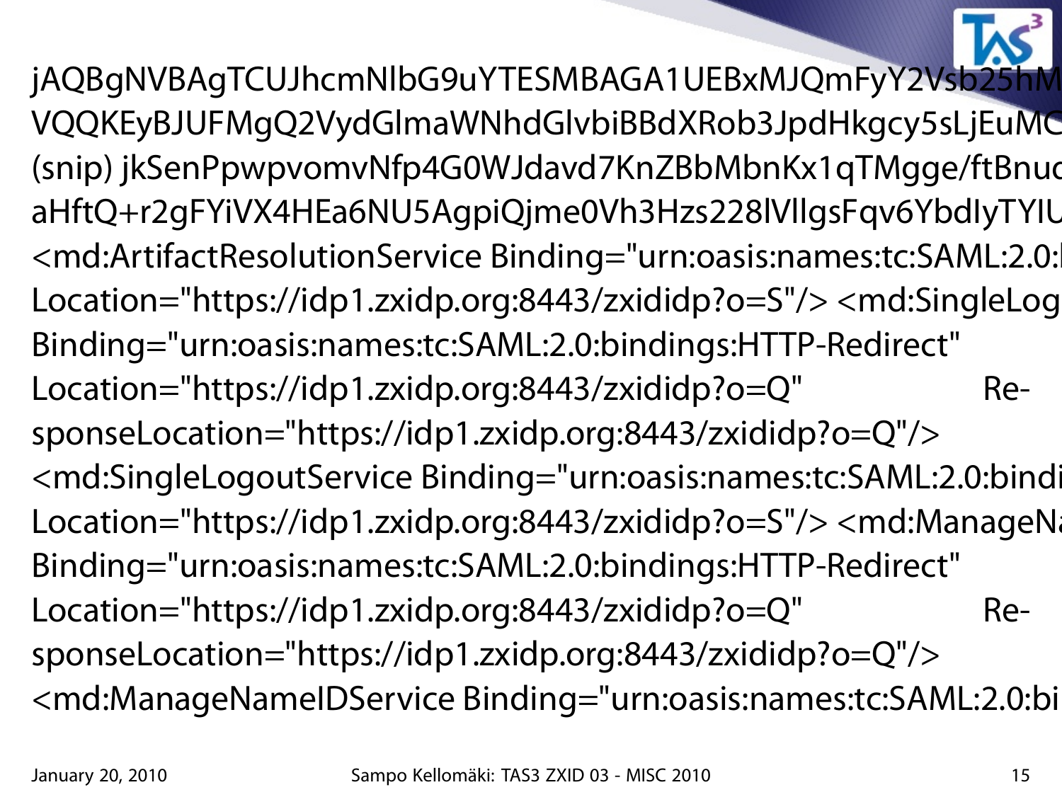```
jAQBgNVBAgTCUJhcmNlbG9uYTESMBAGA1UEBxMJQmFyY2Vsb25hM
VQQKEyBJUFMgQ2VydGlmaWNhdGlvbiBBdXRob3JpdHkgcy5sLjEuMC
(snip) jkSenPpwpvomvNfp4G0WJdavd7KnZBbMbnKx1qTMgge/ftBnuc
aHftQ+r2gFYiVX4HEa6NU5AgpiQjme0Vh3Hzs228lVllgsFqv6YbdIyTYIU
<md:ArtifactResolutionService Binding="urn:oasis:names:tc:SAML:2.0:
Location="https://idp1.zxidp.org:8443/zxididp?o=S"/> <md:SingleLog
Binding="urn:oasis:names:tc:SAML:2.0:bindings:HTTP-Redirect"
Location="https://idp1.zxidp.org:8443/zxididp?o=Q"                    Re-
sponseLocation="https://idp1.zxidp.org:8443/zxididp?o=Q"/>
<md:SingleLogoutService Binding="urn:oasis:names:tc:SAML:2.0:bindi
Location="https://idp1.zxidp.org:8443/zxididp?o=S"/> <md:ManageNa
Binding="urn:oasis:names:tc:SAML:2.0:bindings:HTTP-Redirect"
Location="https://idp1.zxidp.org:8443/zxididp?o=Q"                    Re-
sponseLocation="https://idp1.zxidp.org:8443/zxididp?o=Q"/>
<md:ManageNameIDService Binding="urn:oasis:names:tc:SAML:2.0:bi
```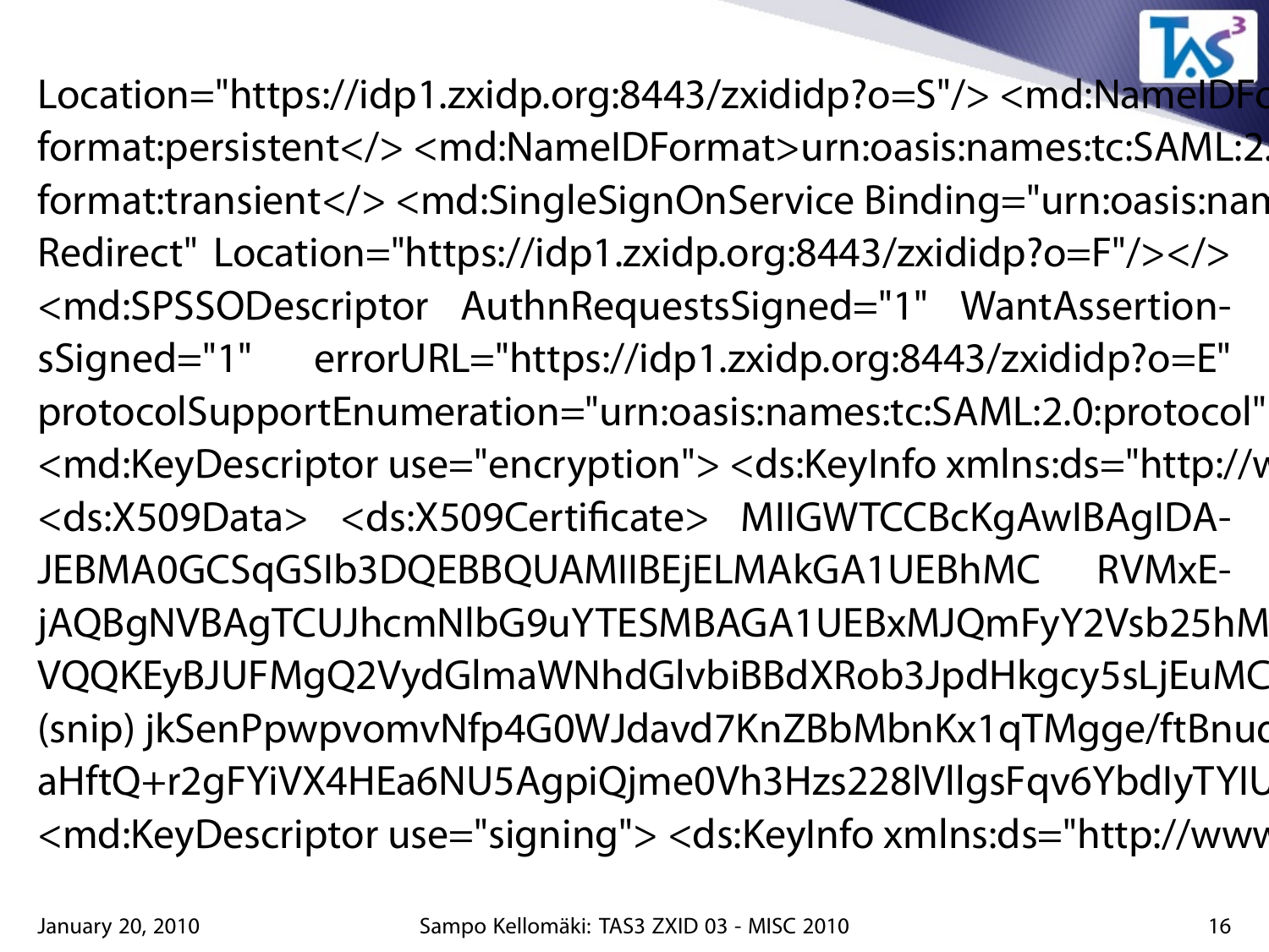```
Location="https://idp1.zxidp.org:8443/zxididp?o=S"/> <md:NameIDFo
format:persistent</> <md:NameIDFormat>urn:oasis:names:tc:SAML:2.
format:transient</> <md:SingleSignOnService Binding="urn:oasis:nam
Redirect"  Location="https://idp1.zxidp.org:8443/zxididp?o=F"/></>
<md:SPSSODescriptor  AuthnRequestsSigned="1"  WantAssertion-
sSigned="1"    errorURL="https://idp1.zxidp.org:8443/zxididp?o=E"
protocolSupportEnumeration="urn:oasis:names:tc:SAML:2.0:protocol"
<md:KeyDescriptor use="encryption"> <ds:KeyInfo xmlns:ds="http://w
<ds:X509Data>  <ds:X509Certificate>  MIIGWTCCBcKgAwIBAgIDA-
JEBMA0GCSqGSIb3DQEBBQUAMIIBEjELMAkGA1UEBhMC    RVMxE-
jAQBgNVBAgTCUJhcmNlbG9uYTESMBAGA1UEBxMJQmFyY2Vsb25hM
VQQKEyBJUFMgQ2VydGlmaWNhdGlvbiBBdXRob3JpdHkgcy5sLjEuMC
(snip) jkSenPpwpvomvNfp4G0WJdavd7KnZBbMbnKx1qTMgge/ftBnuc
aHftQ+r2gFYiVX4HEa6NU5AgpiQjme0Vh3Hzs228lVllgsFqv6YbdIyTYIU
<md:KeyDescriptor use="signing"> <ds:KeyInfo xmlns:ds="http://www
```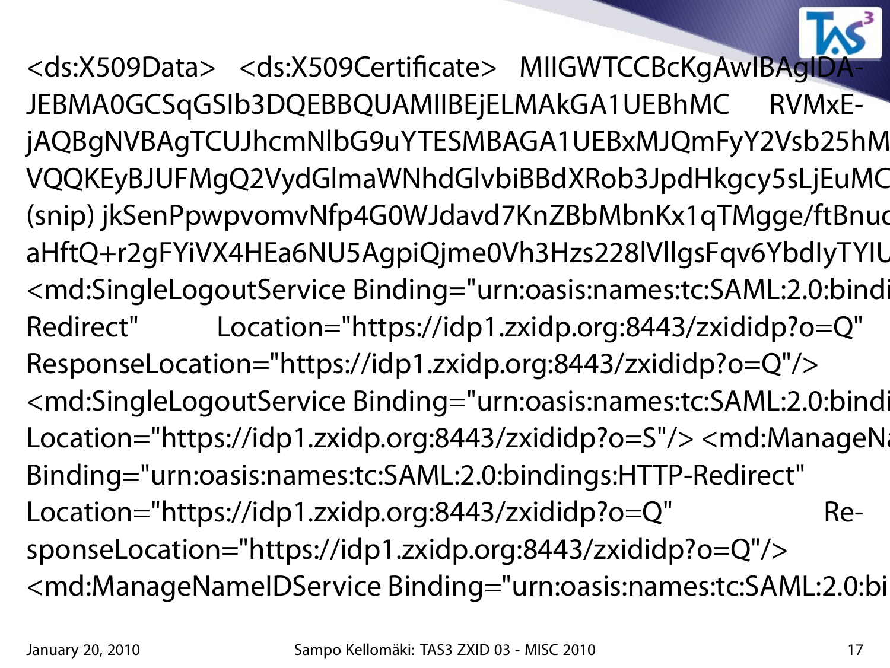```
<ds:X509Data> <ds:X509Certificate> MIIGWTCCBcKgAwIBAgIDA-
JEBMA0GCSqGSIb3DQEBBQUAMIIBEjELMAkGA1UEBhMC RVMxE-
jAQBgNVBAgTCUJhcmNlbG9uYTESMBAGA1UEBxMJQmFyY2Vsb25hM
VQQKEyBJUFMgQ2VydGlmaWNhdGlvbiBBdXRob3JpdHkgcy5sLjEuMC
(snip) jkSenPpwpvomvNfp4G0WJdavd7KnZBbMbnKx1qTMgge/ftBnuc
aHftQ+r2gFYiVX4HEa6NU5AgpiQjme0Vh3Hzs228lVllgsFqv6YbdIyTYIU
<md:SingleLogoutService Binding="urn:oasis:names:tc:SAML:2.0:bindi
Redirect" Location="https://idp1.zxidp.org:8443/zxididp?o=Q"
ResponseLocation="https://idp1.zxidp.org:8443/zxididp?o=Q"/>
<md:SingleLogoutService Binding="urn:oasis:names:tc:SAML:2.0:bindi
Location="https://idp1.zxidp.org:8443/zxididp?o=S"/> <md:ManageNa
Binding="urn:oasis:names:tc:SAML:2.0:bindings:HTTP-Redirect"
Location="https://idp1.zxidp.org:8443/zxididp?o=Q" Re-
sponseLocation="https://idp1.zxidp.org:8443/zxididp?o=Q"/>
<md:ManageNameIDService Binding="urn:oasis:names:tc:SAML:2.0:bi
```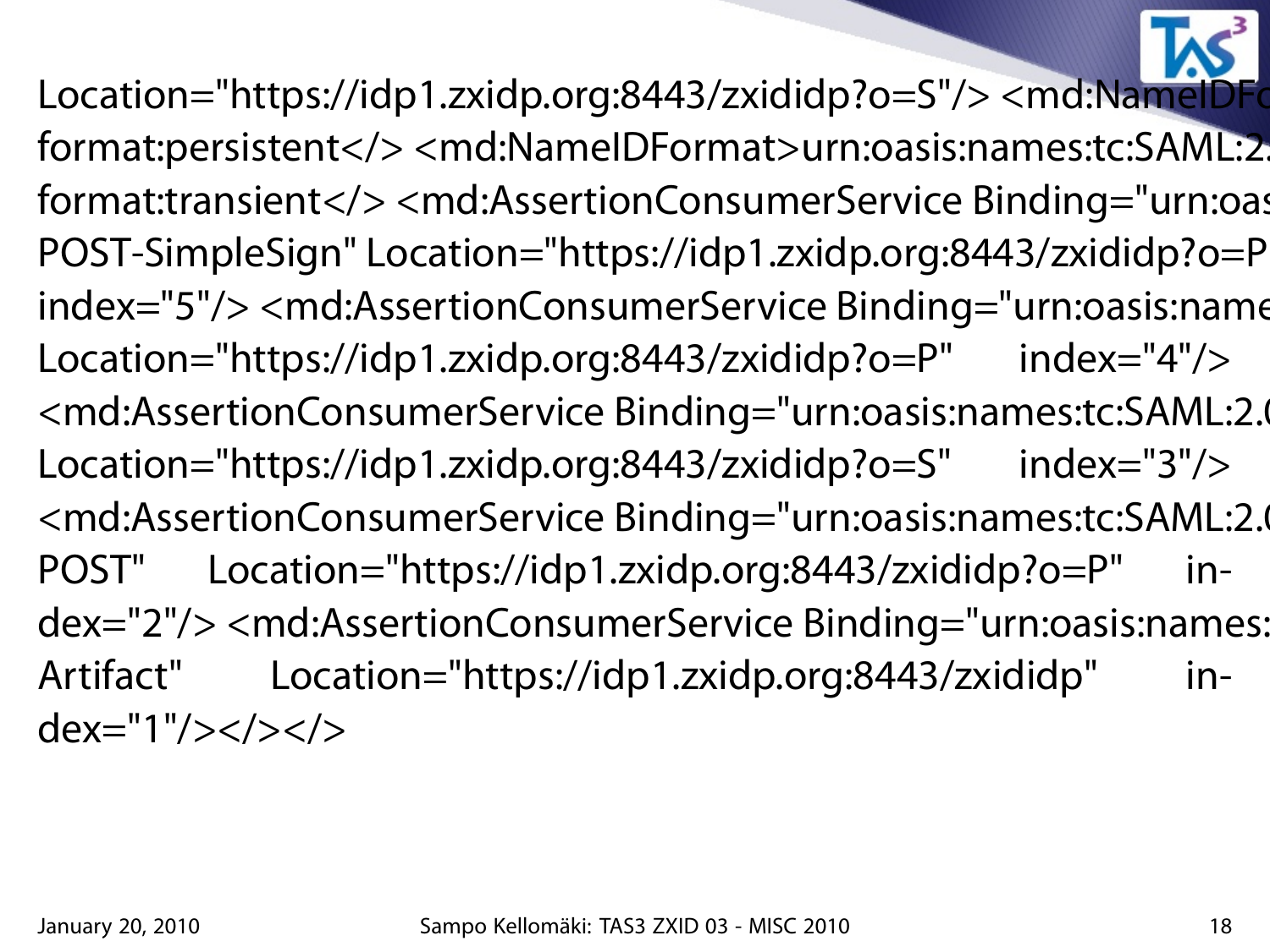Location="https://idp1.zxidp.org:8443/zxididp?o=S"/> <md:NameIDFo
format:persistent</> <md:NameIDFormat>urn:oasis:names:tc:SAML:2.
format:transient</> <md:AssertionConsumerService Binding="urn:oas
POST-SimpleSign" Location="https://idp1.zxidp.org:8443/zxididp?o=P
index="5"/> <md:AssertionConsumerService Binding="urn:oasis:name
Location="https://idp1.zxidp.org:8443/zxididp?o=P" index="4"/>
<md:AssertionConsumerService Binding="urn:oasis:names:tc:SAML:2.
Location="https://idp1.zxidp.org:8443/zxididp?o=S" index="3"/>
<md:AssertionConsumerService Binding="urn:oasis:names:tc:SAML:2.
POST" Location="https://idp1.zxidp.org:8443/zxididp?o=P" index="2"/> <md:AssertionConsumerService Binding="urn:oasis:names:
Artifact" Location="https://idp1.zxidp.org:8443/zxididp" index="1"/></></>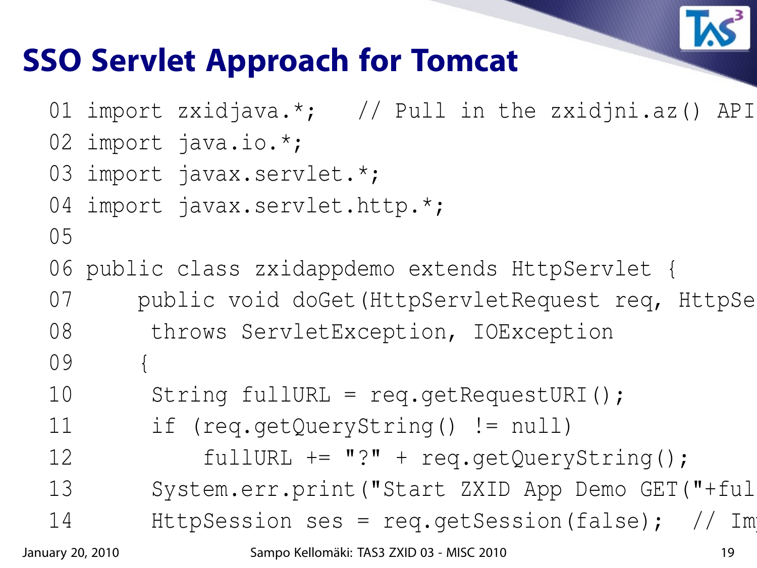# SSO Servlet Approach for Tomcat

```
01 import zxidjava.*;   // Pull in the zxidjni.az() API
02 import java.io.*;
03 import javax.servlet.*;
04 import javax.servlet.http.*;
05
06 public class zxidappdemo extends HttpServlet {
07     public void doGet(HttpServletRequest req, HttpSe
08      throws ServletException, IOException
09     {
10      String fullURL = req.getRequestURI();
11      if (req.getQueryString() != null)
12          fullURL += "?" + req.getQueryString();
13      System.err.print("Start ZXID App Demo GET("+ful
14      HttpSession ses = req.getSession(false);  // Im
```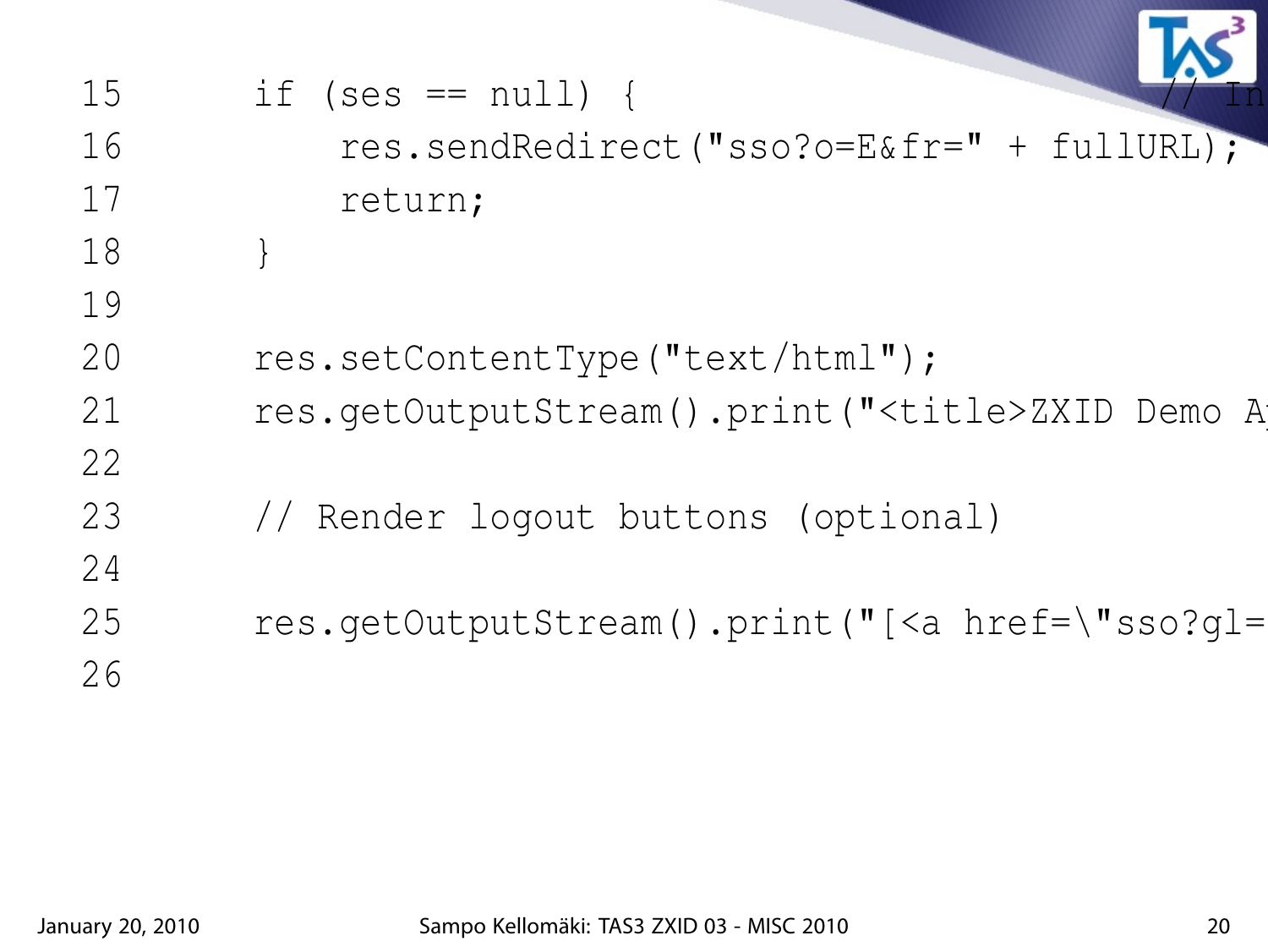```
15        if (ses == null) {                                    // In
16            res.sendRedirect("sso?o=E&fr=" + fullURL);
17            return;
18        }
19
20        res.setContentType("text/html");
21        res.getOutputStream().print("<title>ZXID Demo A
22
23        // Render logout buttons (optional)
24
25        res.getOutputStream().print("[<a href=\"sso?gl=
26
```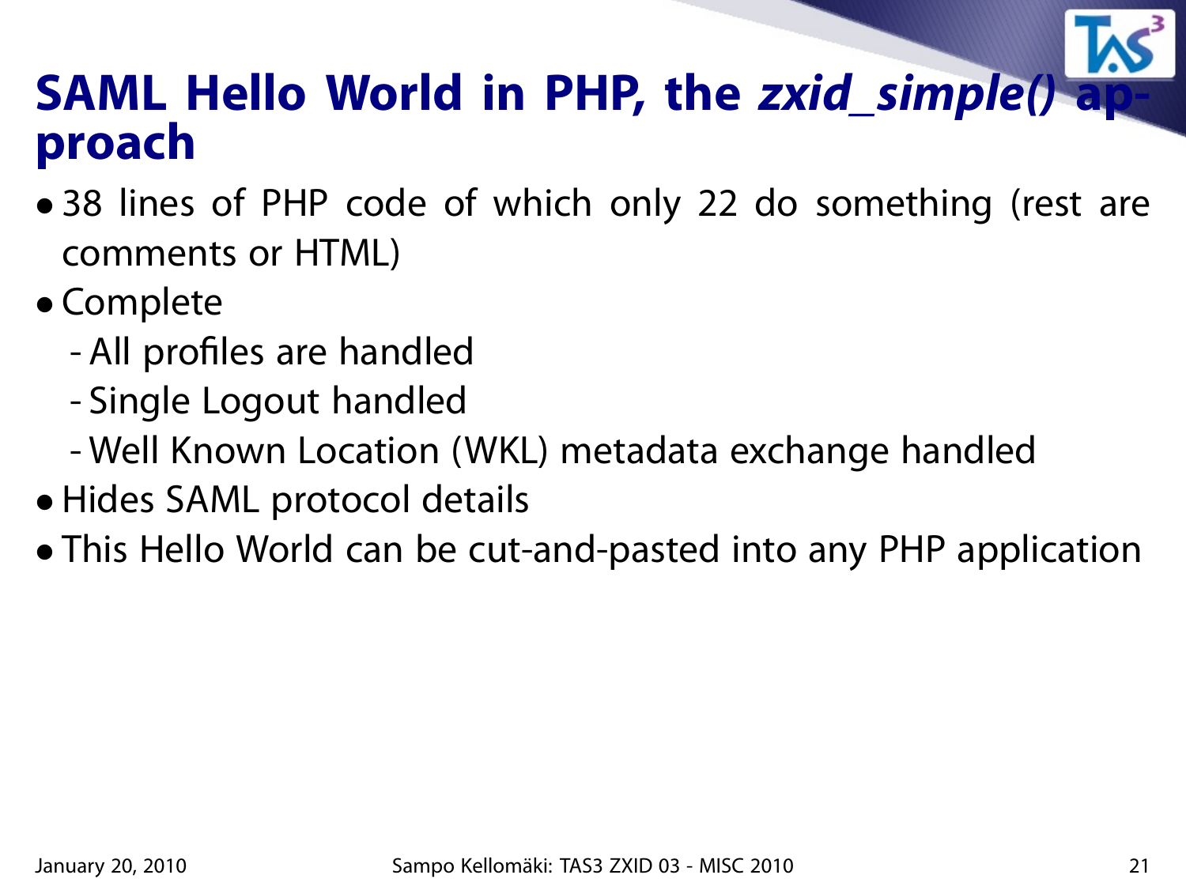# SAML Hello World in PHP, the *zxid_simple()* approach

- 38 lines of PHP code of which only 22 do something (rest are comments or HTML)
- Complete
  - All profiles are handled
  - Single Logout handled
  - Well Known Location (WKL) metadata exchange handled
- Hides SAML protocol details
- This Hello World can be cut-and-pasted into any PHP application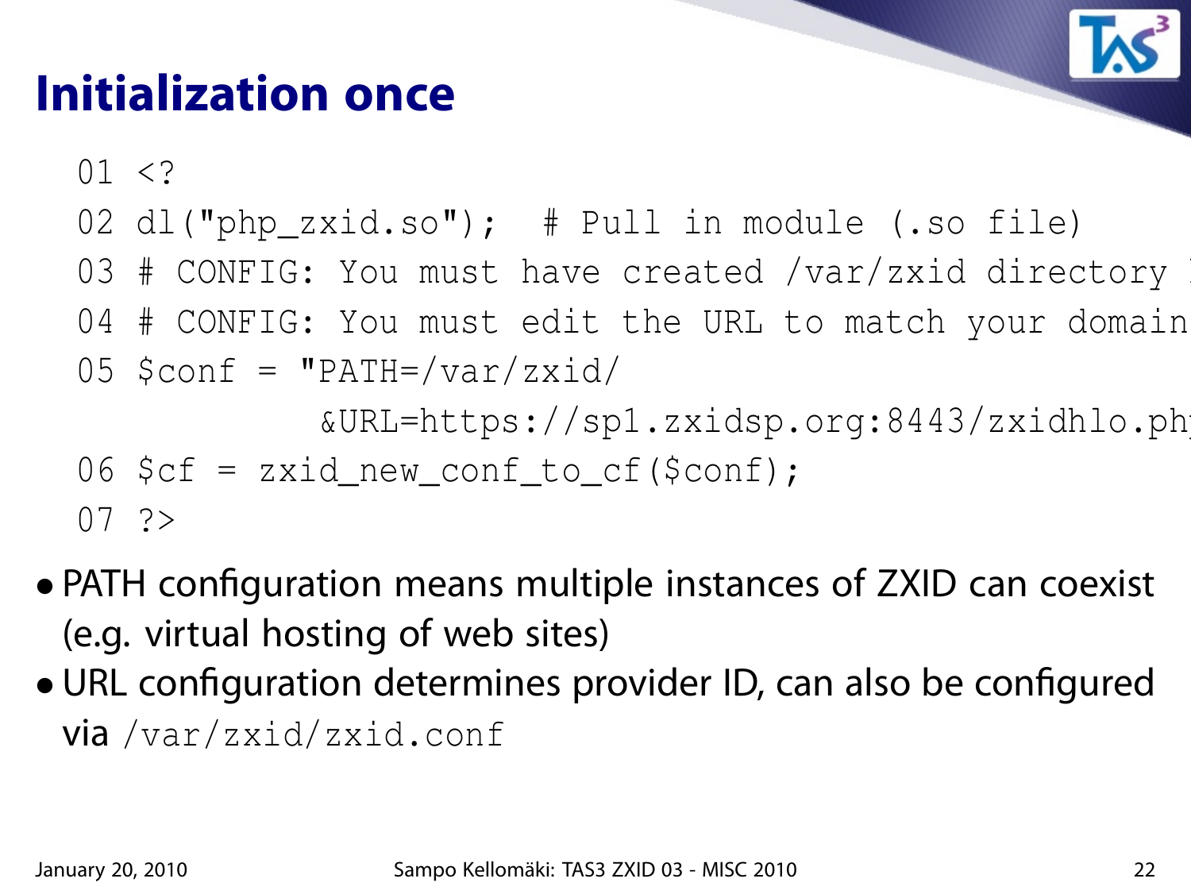# Initialization once

```
01 <?
02 dl("php_zxid.so");  # Pull in module (.so file)
03 # CONFIG: You must have created /var/zxid directory 
04 # CONFIG: You must edit the URL to match your domain
05 $conf = "PATH=/var/zxid/
           &URL=https://sp1.zxidsp.org:8443/zxidhlo.ph
06 $cf = zxid_new_conf_to_cf($conf);
07 ?>
```

- PATH configuration means multiple instances of ZXID can coexist (e.g. virtual hosting of web sites)
- URL configuration determines provider ID, can also be configured via `/var/zxid/zxid.conf`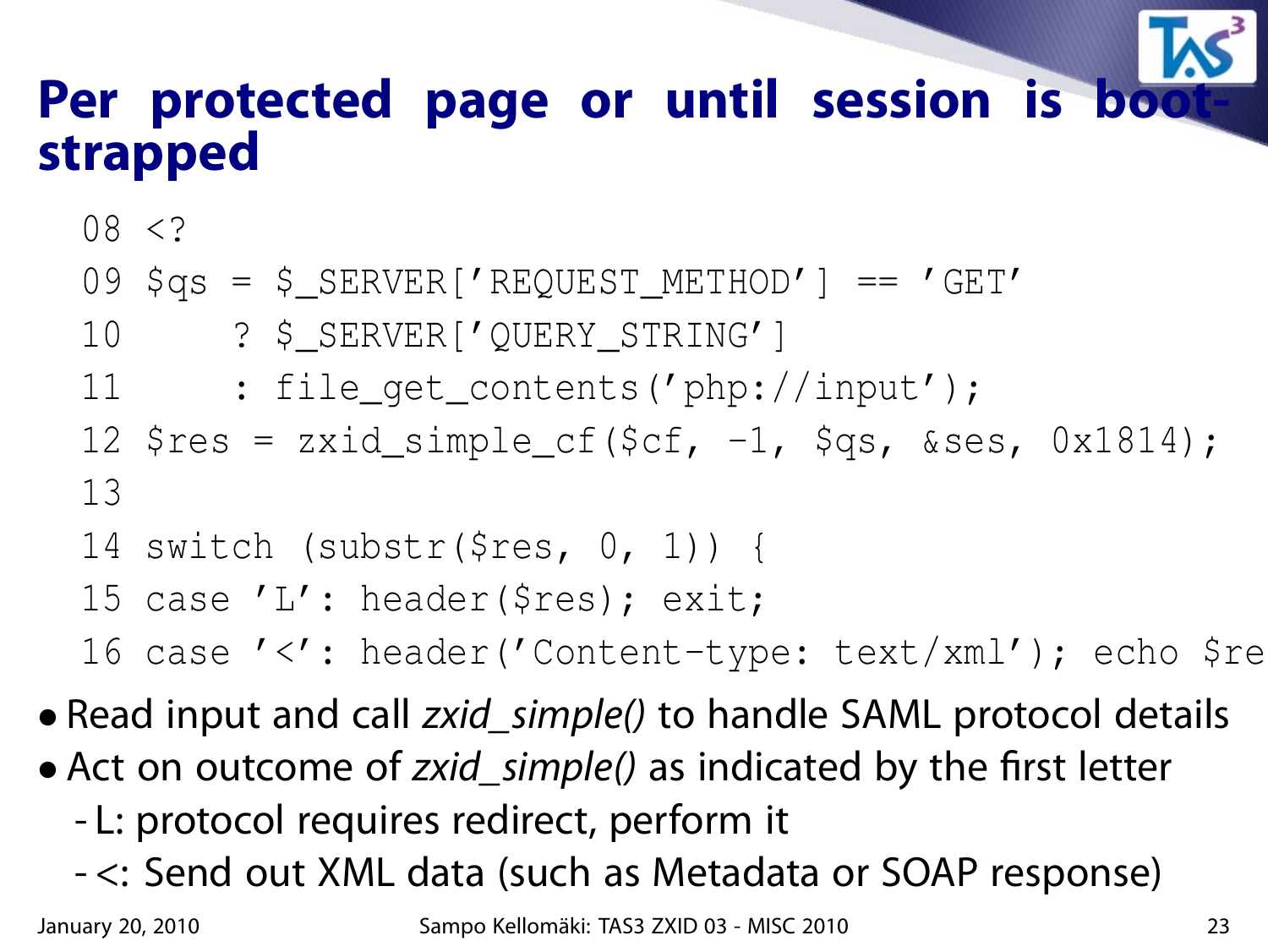# Per protected page or until session is boot-strapped

```
08 <?
09 $qs = $_SERVER['REQUEST_METHOD'] == 'GET'
10      ? $_SERVER['QUERY_STRING']
11      : file_get_contents('php://input');
12 $res = zxid_simple_cf($cf, -1, $qs, &ses, 0x1814);
13
14 switch (substr($res, 0, 1)) {
15 case 'L': header($res); exit;
16 case '<': header('Content-type: text/xml'); echo $re
```

- Read input and call *zxid_simple()* to handle SAML protocol details
- Act on outcome of *zxid_simple()* as indicated by the first letter
  - L: protocol requires redirect, perform it
  - <: Send out XML data (such as Metadata or SOAP response)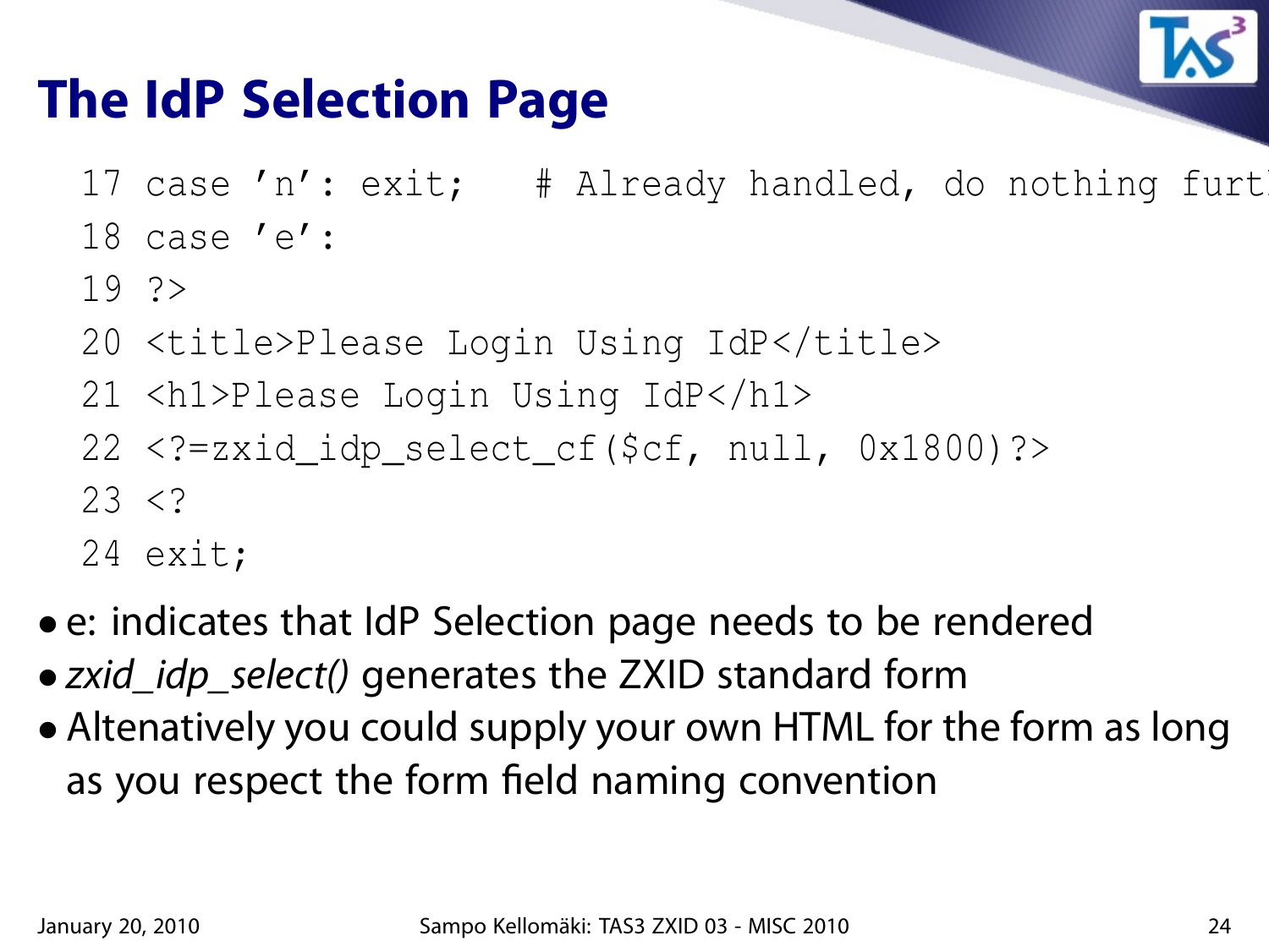# The IdP Selection Page

```
17 case 'n': exit;   # Already handled, do nothing furt
18 case 'e':
19 ?>
20 <title>Please Login Using IdP</title>
21 <h1>Please Login Using IdP</h1>
22 <?=zxid_idp_select_cf($cf, null, 0x1800)?>
23 <?
24 exit;
```

- e: indicates that IdP Selection page needs to be rendered
- *zxid_idp_select()* generates the ZXID standard form
- Altenatively you could supply your own HTML for the form as long as you respect the form field naming convention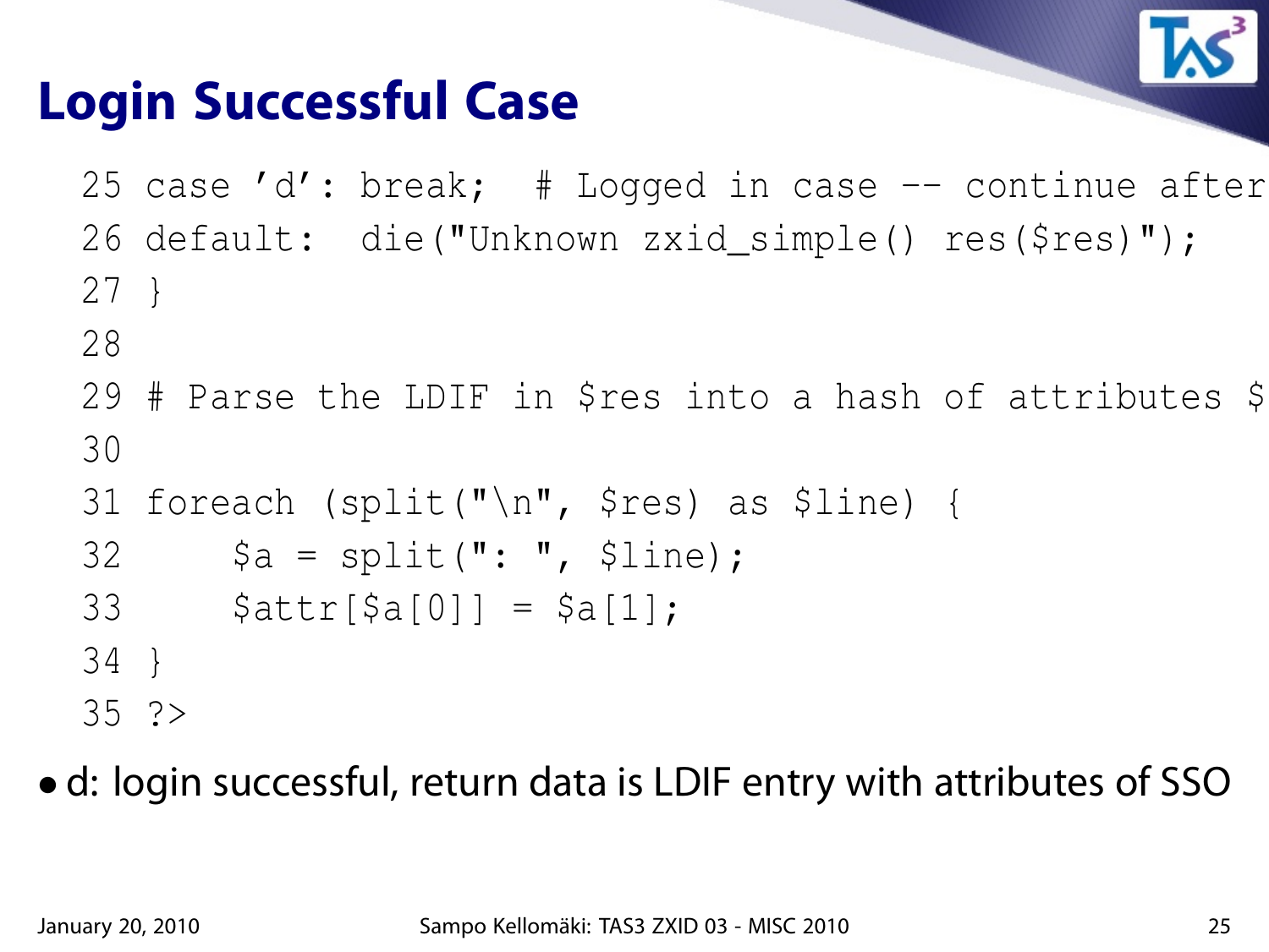# Login Successful Case

```
25 case 'd': break;  # Logged in case -- continue after
26 default:  die("Unknown zxid_simple() res($res)");
27 }
28
29 # Parse the LDIF in $res into a hash of attributes $
30
31 foreach (split("\n", $res) as $line) {
32     $a = split(": ", $line);
33     $attr[$a[0]] = $a[1];
34 }
35 ?>
```

- d: login successful, return data is LDIF entry with attributes of SSO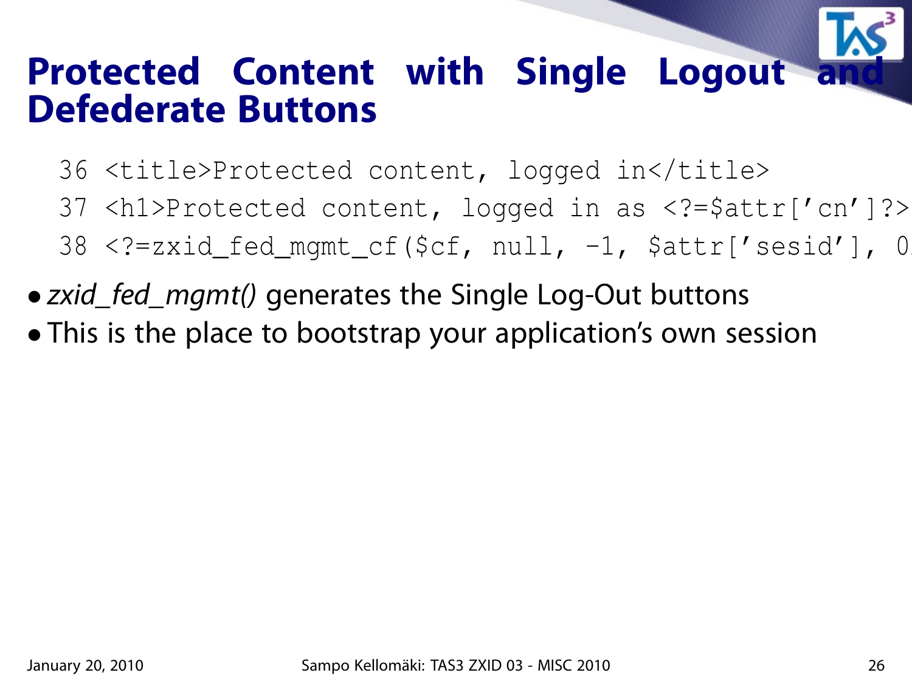# Protected Content with Single Logout and Defederate Buttons

```
36 <title>Protected content, logged in</title>
37 <h1>Protected content, logged in as <?=$attr['cn']?>
38 <?=zxid_fed_mgmt_cf($cf, null, -1, $attr['sesid'], 0
```

- *zxid_fed_mgmt()* generates the Single Log-Out buttons
- This is the place to bootstrap your application's own session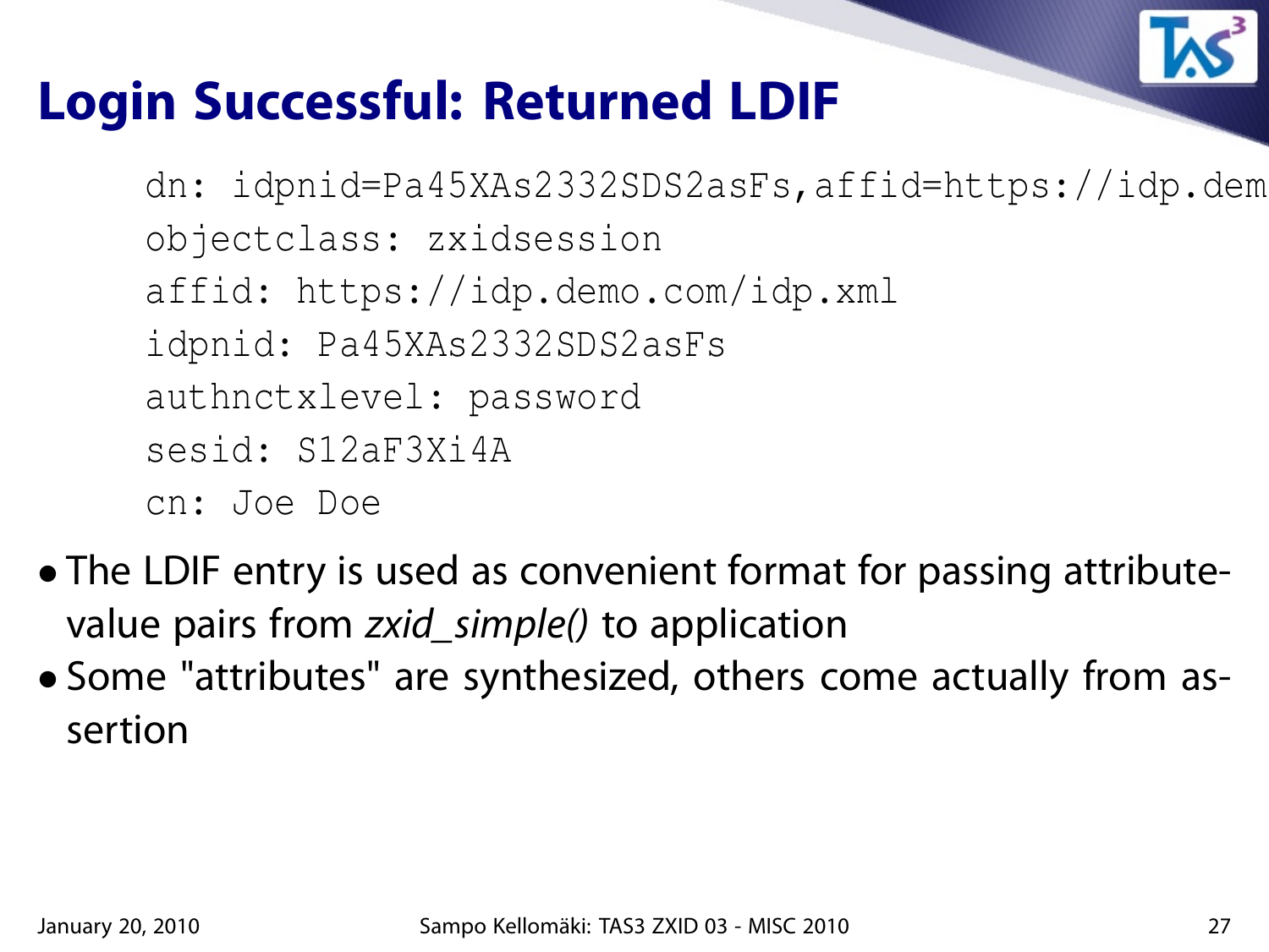# Login Successful: Returned LDIF

```
dn: idpnid=Pa45XAs2332SDS2asFs,affid=https://idp.dem
objectclass: zxidsession
affid: https://idp.demo.com/idp.xml
idpnid: Pa45XAs2332SDS2asFs
authnctxlevel: password
sesid: S12aF3Xi4A
cn: Joe Doe
```

- The LDIF entry is used as convenient format for passing attribute-value pairs from *zxid_simple()* to application
- Some "attributes" are synthesized, others come actually from assertion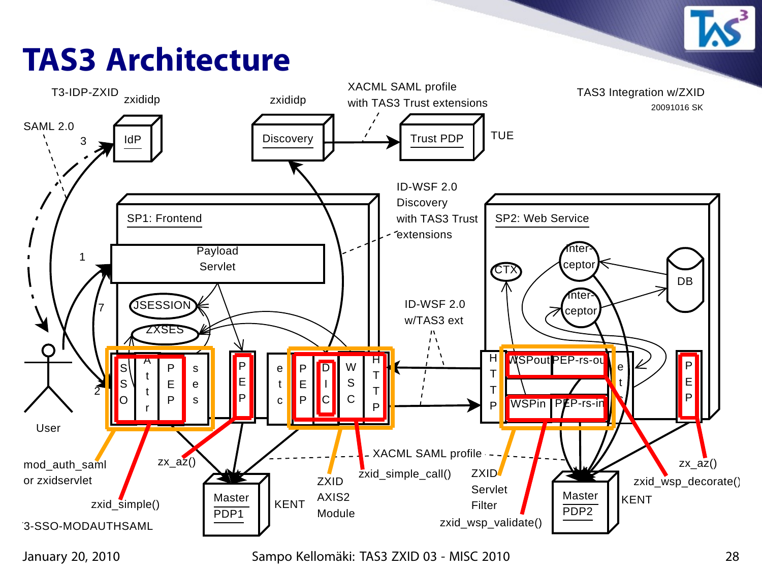# TAS3 Architecture

T3-IDP-ZXID zxididp

SAML 2.0

IdP

zxididp

Discovery

XACML SAML profile with TAS3 Trust extensions

Trust PDP

TUE

TAS3 Integration w/ZXID

20091016 SK

SP1: Frontend

Payload Servlet

JSESSION

ZXSES

ID-WSF 2.0 Discovery with TAS3 Trust extensions

ID-WSF 2.0 w/TAS3 ext

SP2: Web Service

CTX

Inter-ceptor

Inter-ceptor

DB

SSO | Attr | PEP | ses | PEP | etc | PEP | DIC | WSC | HTTP

HTTP | WSPout | PEP-rs-out | WSPin | PEP-rs-in | etc | PEP

User

1, 2, 3, 7

mod_auth_saml or zxidservlet

T3-SSO-MODAUTHSAML

zxid_simple()

zx_az()

Master PDP1

KENT

ZXID AXIS2 Module

zxid_simple_call()

XACML SAML profile

ZXID Servlet Filter

zxid_wsp_validate()

Master PDP2

KENT

zxid_wsp_decorate()

zx_az()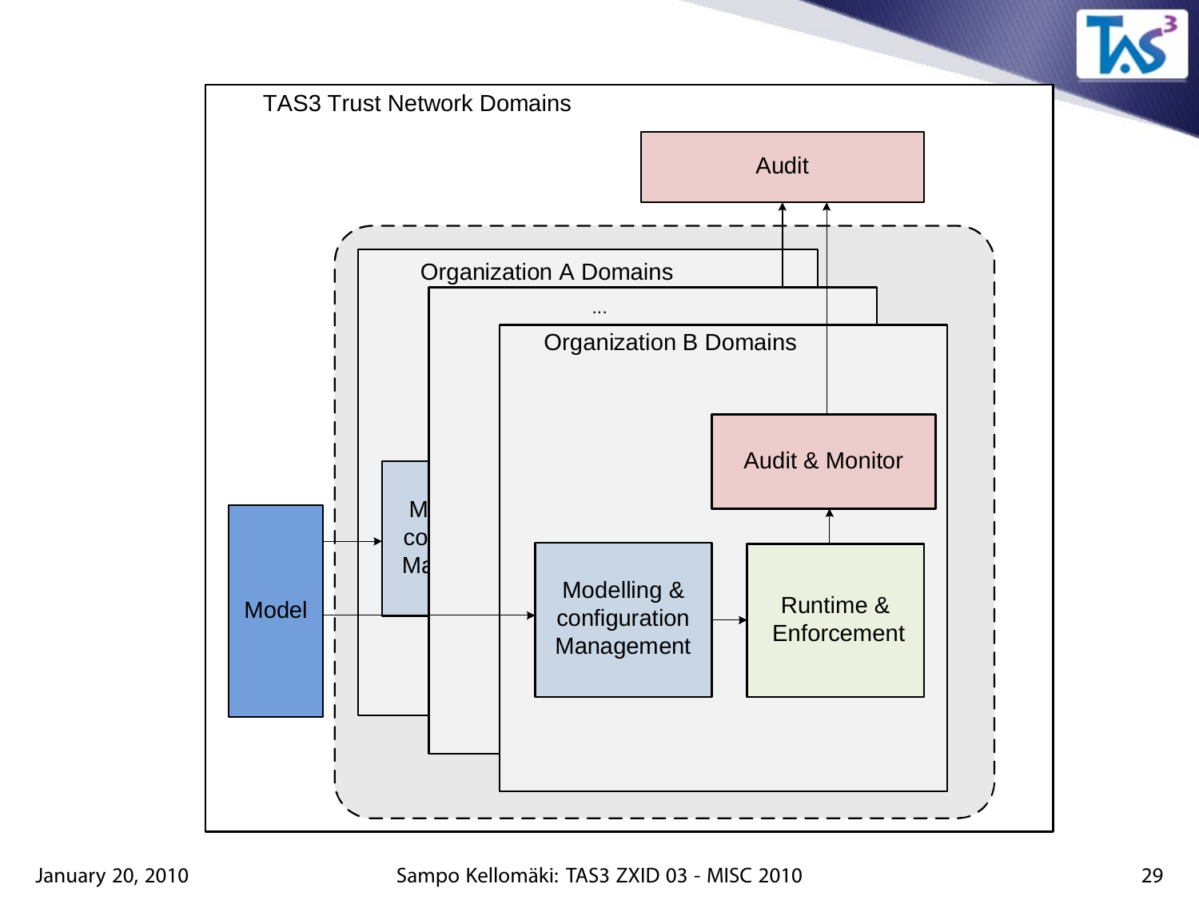TAS3 Trust Network Domains

Audit

Organization A Domains

...

Organization B Domains

Audit & Monitor

Model

Modelling & configuration Management

Runtime & Enforcement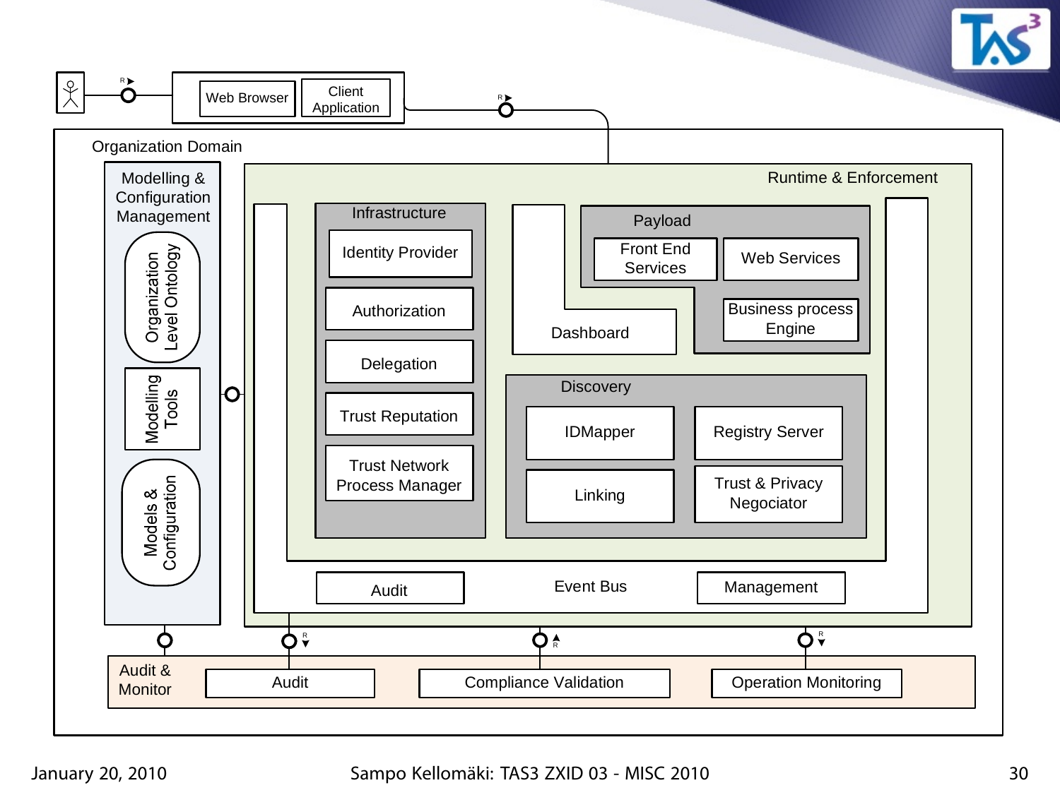Web Browser

Client Application

Organization Domain

Modelling & Configuration Management

Organization Level Ontology

Modelling Tools

Models & Configuration

Runtime & Enforcement

Infrastructure

Identity Provider

Authorization

Delegation

Trust Reputation

Trust Network Process Manager

Payload

Front End Services

Web Services

Business process Engine

Dashboard

Discovery

IDMapper

Registry Server

Linking

Trust & Privacy Negociator

Audit

Event Bus

Management

Audit & Monitor

Audit

Compliance Validation

Operation Monitoring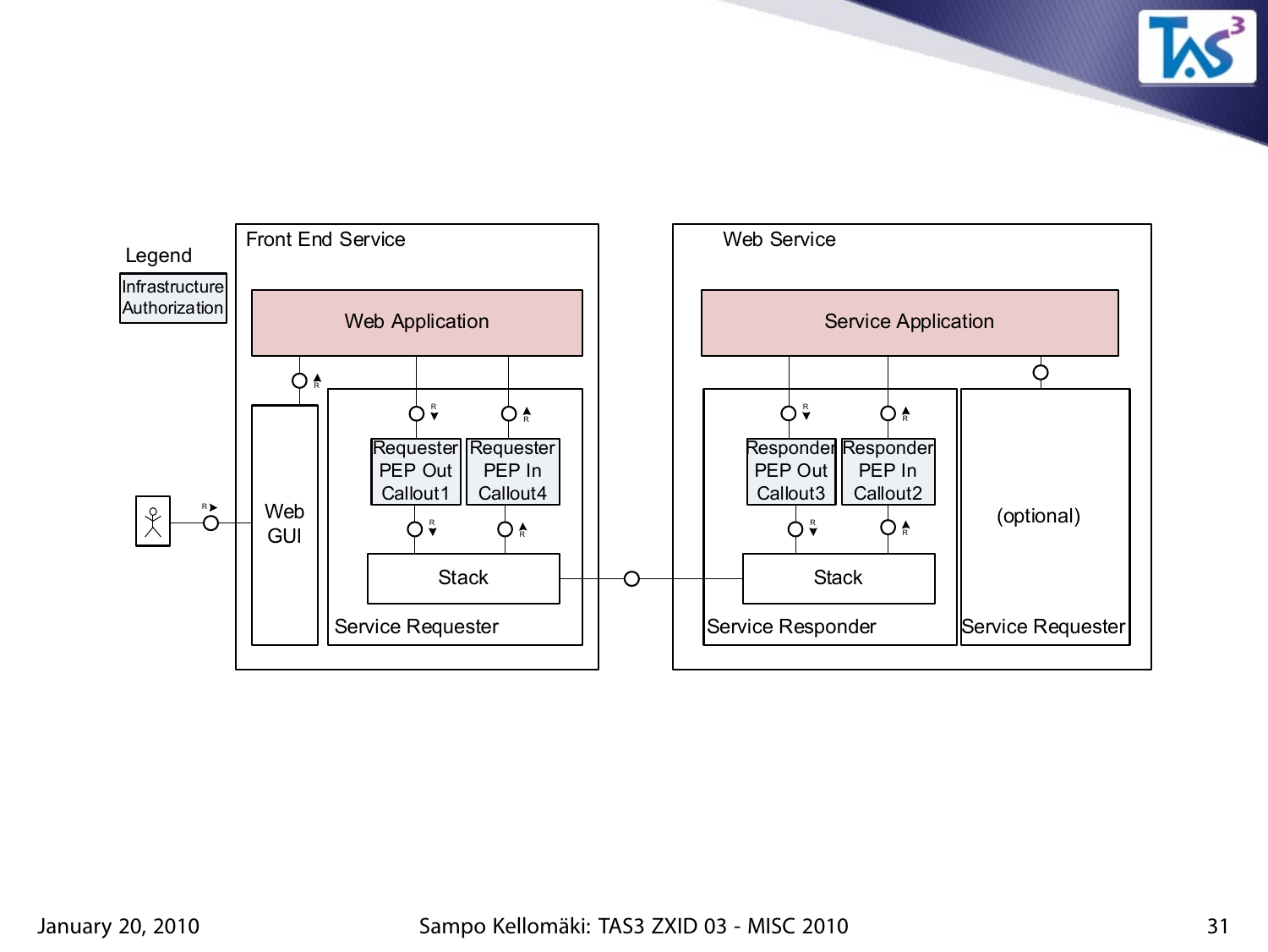Legend

Infrastructure Authorization

Front End Service

Web Application

Web GUI

Requester PEP Out Callout1

Requester PEP In Callout4

Stack

Service Requester

Web Service

Service Application

Responder PEP Out Callout3

Responder PEP In Callout2

Stack

Service Responder

(optional)

Service Requester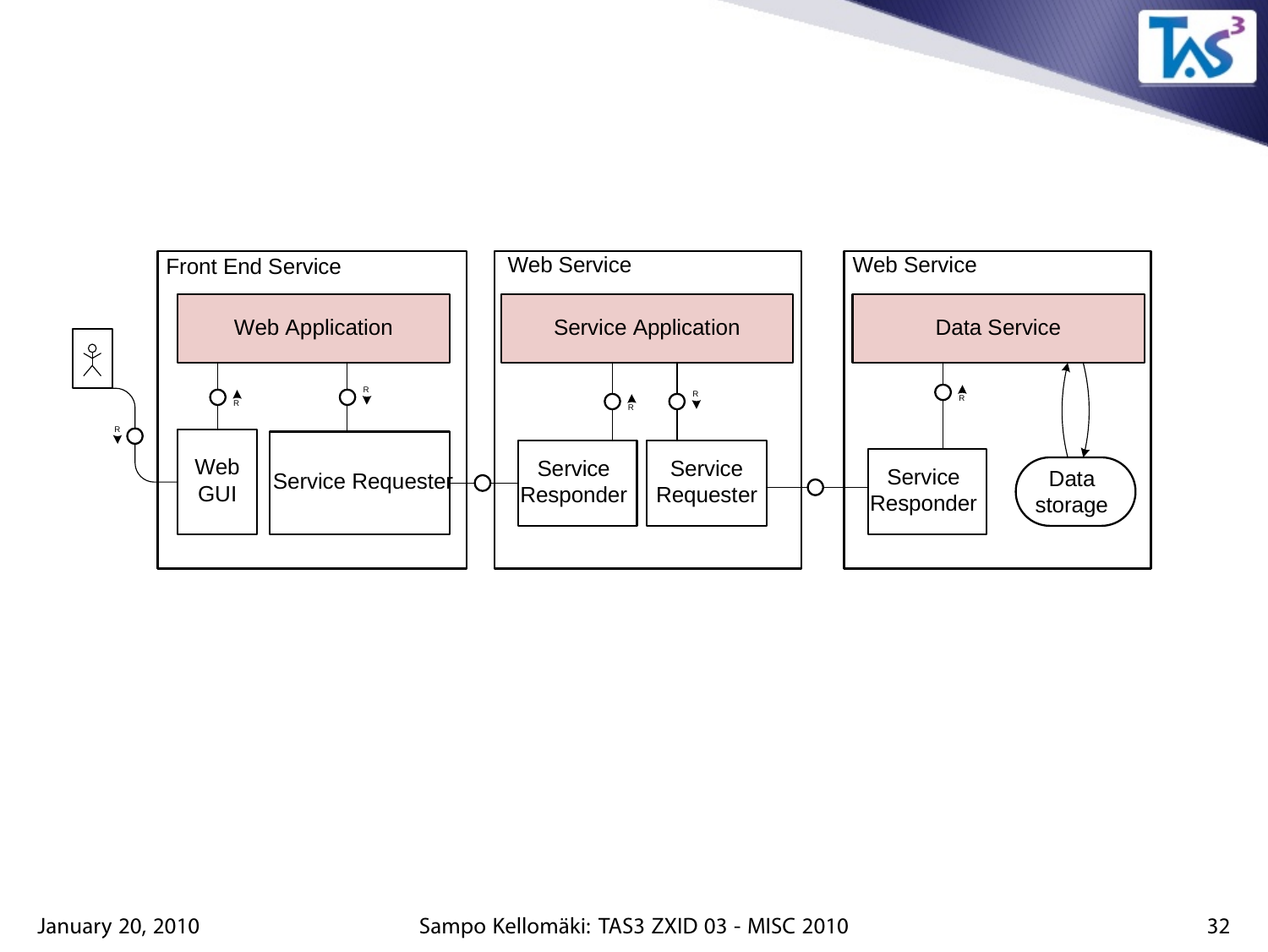Front End Service

Web Application

Web GUI

Service Requester

Web Service

Service Application

Service Responder

Service Requester

Web Service

Data Service

Service Responder

Data storage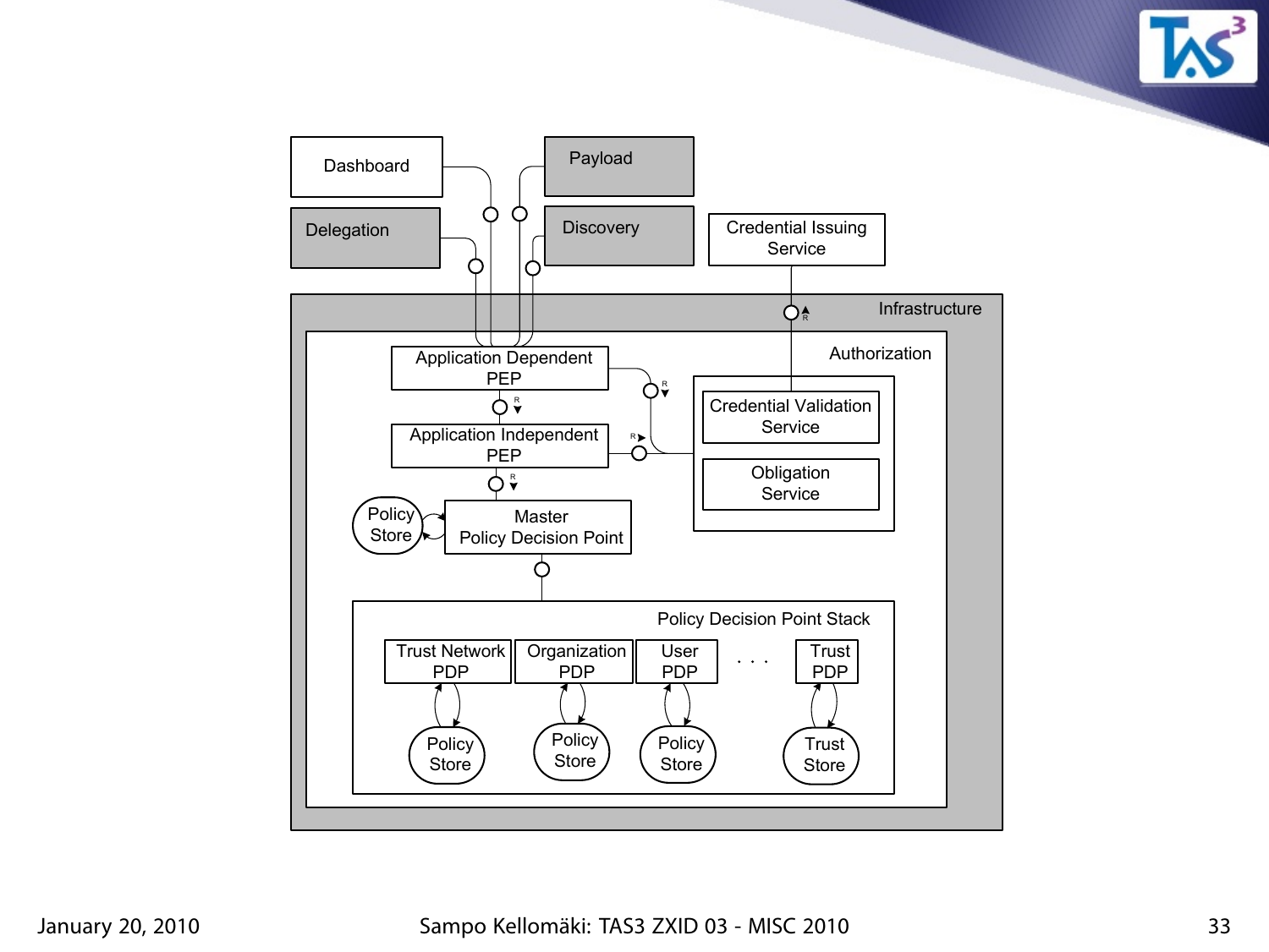Dashboard

Payload

Delegation

Discovery

Credential Issuing Service

Infrastructure

Authorization

Application Dependent PEP

Application Independent PEP

Credential Validation Service

Obligation Service

Policy Store

Master Policy Decision Point

Policy Decision Point Stack

Trust Network PDP

Organization PDP

User PDP

. . .

Trust PDP

Policy Store

Policy Store

Policy Store

Trust Store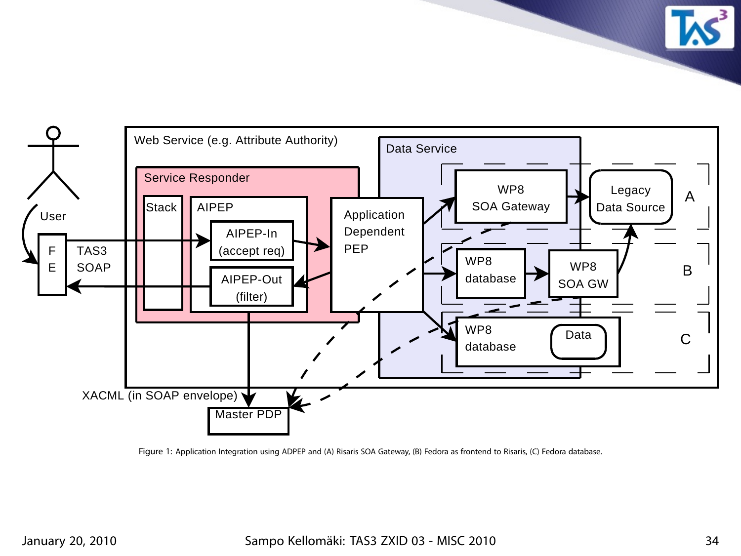Web Service (e.g. Attribute Authority)

Service Responder

Stack

AIPEP

AIPEP-In (accept req)

AIPEP-Out (filter)

Application Dependent PEP

Data Service

WP8 SOA Gateway

Legacy Data Source

A

WP8 database

WP8 SOA GW

B

WP8 database

Data

C

User

F E

TAS3 SOAP

XACML (in SOAP envelope)

Master PDP

Figure 1: Application Integration using ADPEP and (A) Risaris SOA Gateway, (B) Fedora as frontend to Risaris, (C) Fedora database.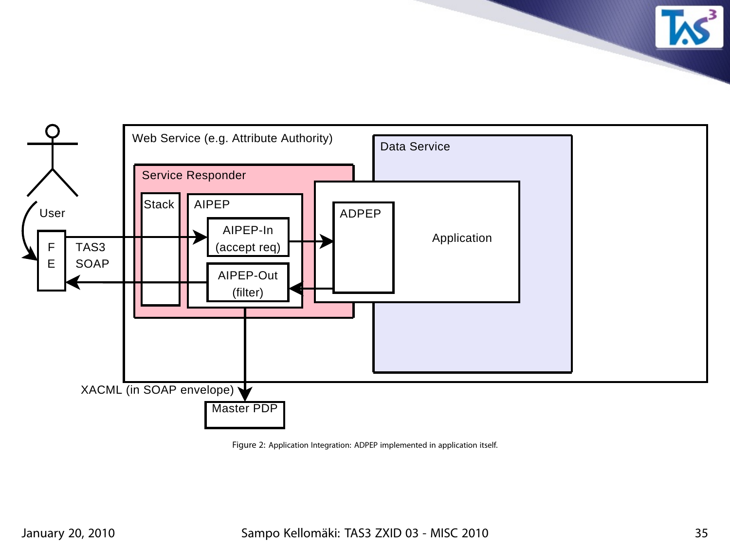Web Service (e.g. Attribute Authority)

Data Service

Service Responder

Stack

AIPEP

AIPEP-In (accept req)

AIPEP-Out (filter)

ADPEP

Application

User

FE

TAS3 SOAP

XACML (in SOAP envelope)

Master PDP

Figure 2: Application Integration: ADPEP implemented in application itself.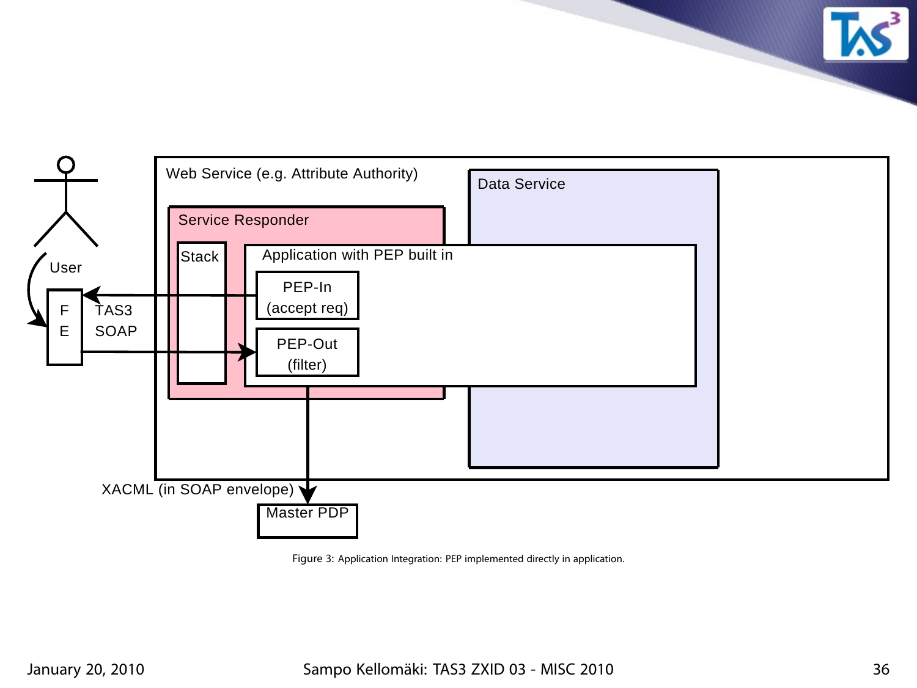Web Service (e.g. Attribute Authority)

Data Service

Service Responder

Stack

Application with PEP built in

PEP-In (accept req)

PEP-Out (filter)

User

F E

TAS3 SOAP

XACML (in SOAP envelope)

Master PDP

Figure 3: Application Integration: PEP implemented directly in application.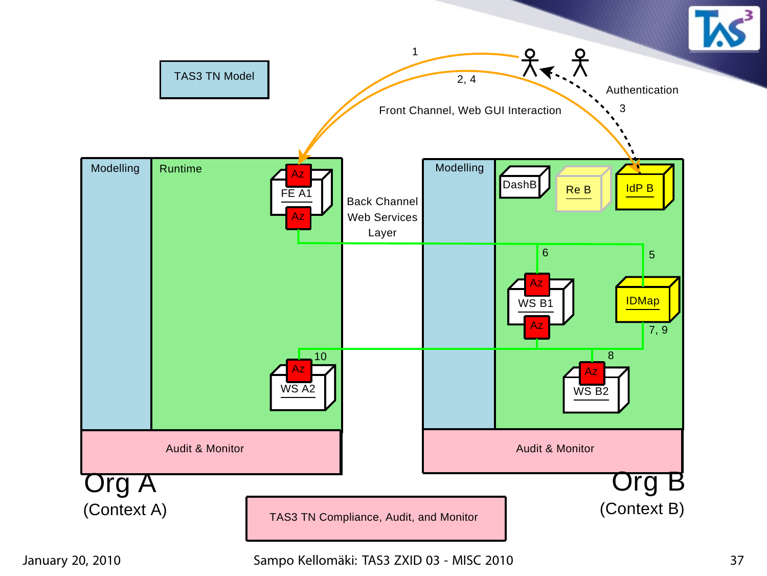TAS3 TN Model

1

2, 4

Front Channel, Web GUI Interaction

Authentication

3

**Org A** (Context A)

| Modelling | Runtime |
| --- | --- |
| | Az / FE A1 / Az |
| | Az / WS A2 (10) |

Audit & Monitor

Back Channel Web Services Layer

**Org B** (Context B)

| Modelling | |
| --- | --- |
| | DashB, Re B, IdP B |
| | 6: Az / WS B1 / Az |
| | 5: IDMap (7, 9) |
| | 8: Az / WS B2 |

Audit & Monitor

TAS3 TN Compliance, Audit, and Monitor

January 20, 2010 — Sampo Kellomäki: TAS3 ZXID 03 - MISC 2010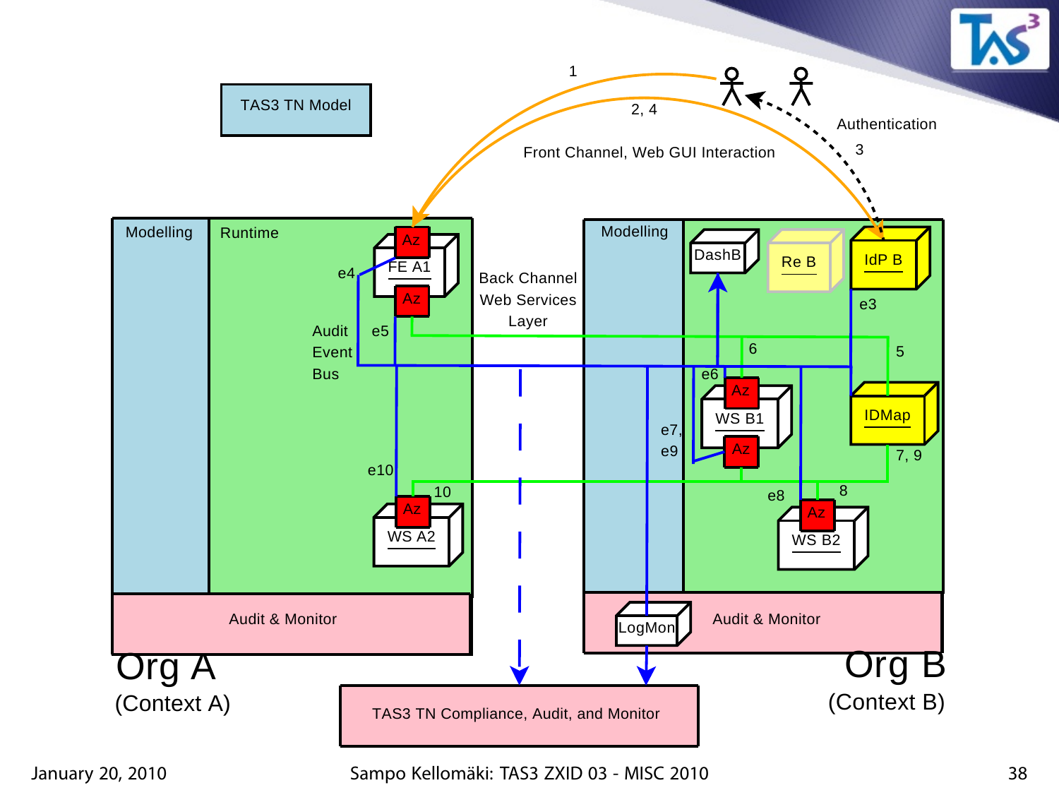TAS3 TN Model

1

2, 4

Front Channel, Web GUI Interaction

Authentication

3

Modelling

Runtime

Az

FE A1

Az

e4

Audit Event Bus

e5

Back Channel Web Services Layer

e10

10

Az

WS A2

Audit & Monitor

Org A

(Context A)

Modelling

DashB

Re B

IdP B

e3

6

5

e6

Az

WS B1

Az

e7, e9

IDMap

7, 9

e8

8

Az

WS B2

LogMon

Audit & Monitor

Org B

(Context B)

TAS3 TN Compliance, Audit, and Monitor

January 20, 2010

Sampo Kellomäki: TAS3 ZXID 03 - MISC 2010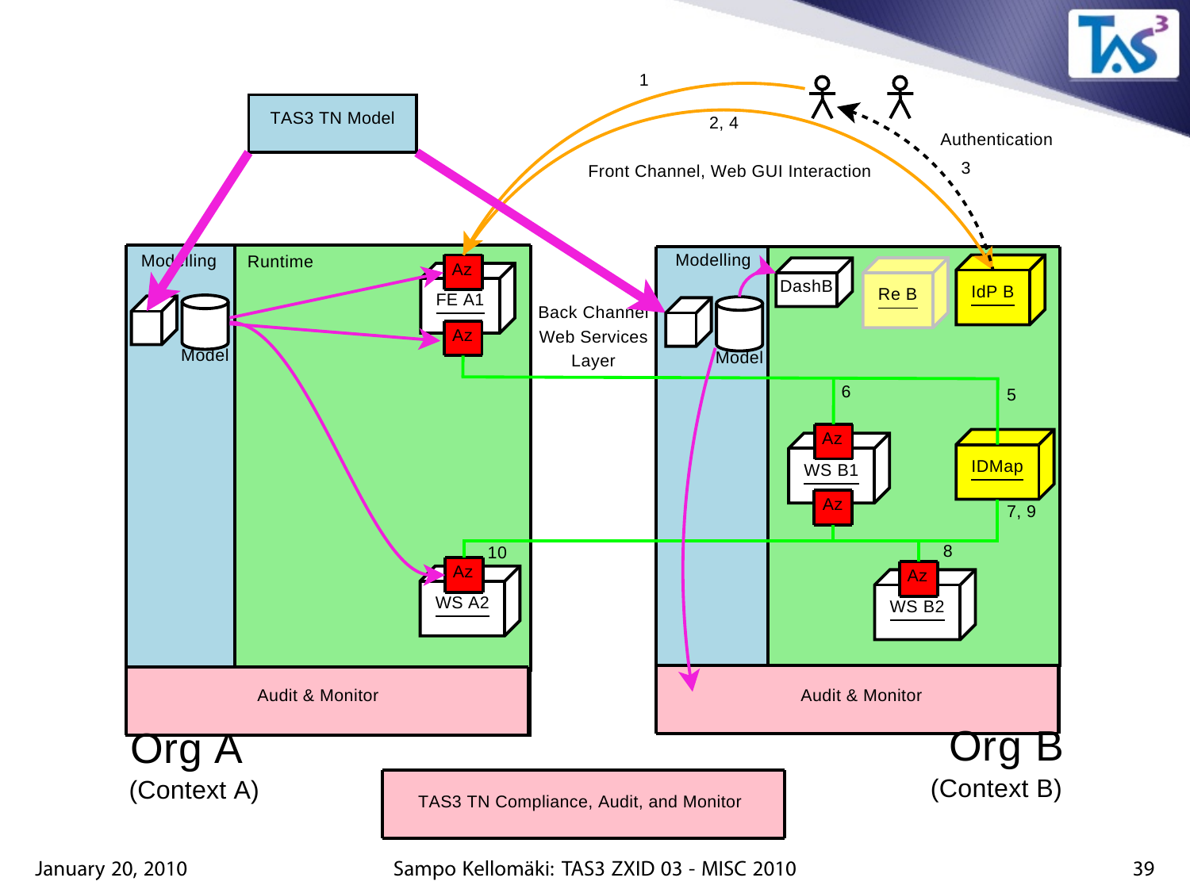TAS3 TN Model

Modelling | Runtime

Model

Az

FE A1

Az

Az

WS A2

10

Back Channel
Web Services
Layer

1

2, 4

Front Channel, Web GUI Interaction

Authentication

3

Modelling

Model

DashB

Re B

IdP B

6

5

Az

WS B1

Az

IDMap

7, 9

8

Az

WS B2

Audit & Monitor

Audit & Monitor

Org A
(Context A)

Org B
(Context B)

TAS3 TN Compliance, Audit, and Monitor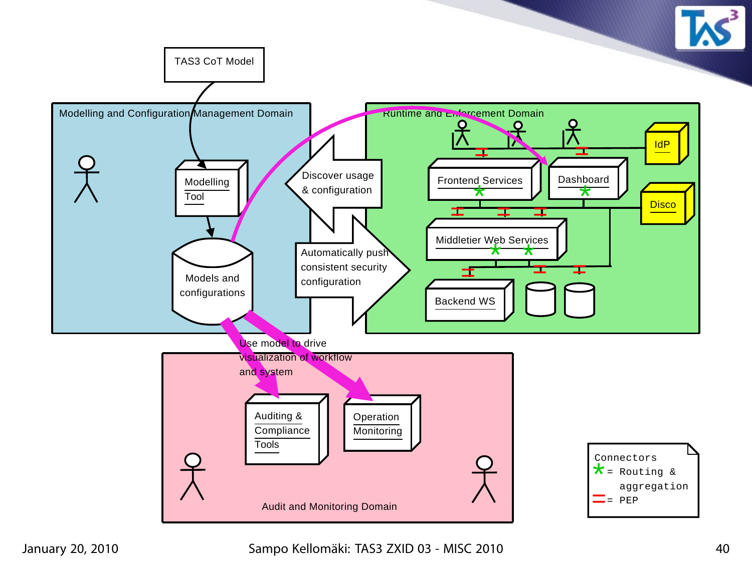TAS3 CoT Model

Modelling and Configuration Management Domain

Modelling Tool

Models and configurations

Runtime and Enforcement Domain

Discover usage & configuration

Automatically push consistent security configuration

Frontend Services

Dashboard

IdP

Disco

Middletier Web Services

Backend WS

Use model to drive visualization of workflow and system

Auditing & Compliance Tools

Operation Monitoring

Audit and Monitoring Domain

Connectors
* = Routing & aggregation
= = PEP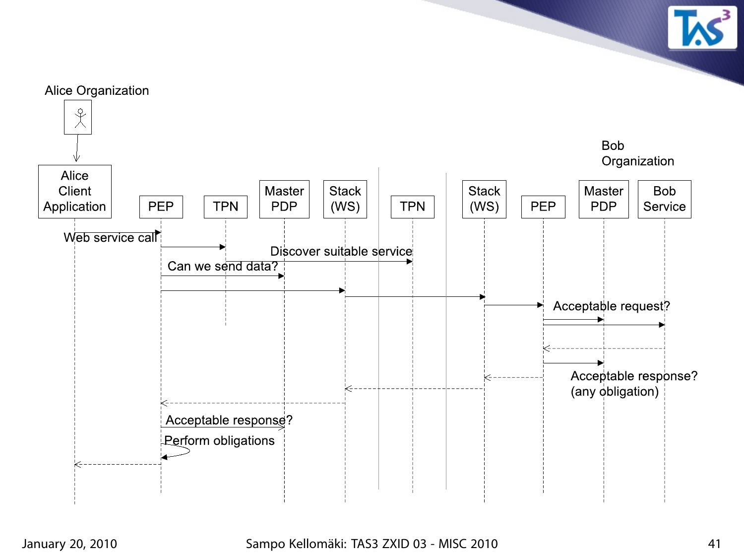Alice Organization

Bob Organization

Alice Client Application | PEP | TPN | Master PDP | Stack (WS) | TPN | Stack (WS) | PEP | Master PDP | Bob Service

Web service call

Discover suitable service

Can we send data?

Acceptable request?

Acceptable response? (any obligation)

Acceptable response?

Perform obligations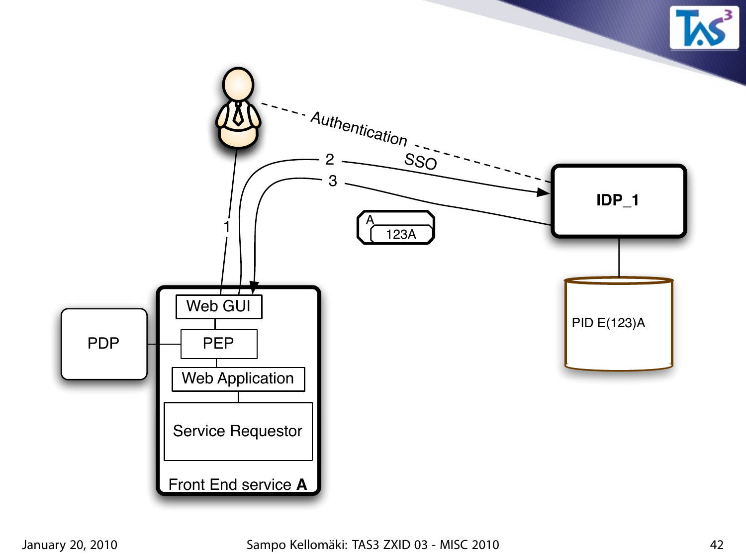Authentication

2 SSO

3

1

IDP_1

A

123A

PID E(123)A

Web GUI

PEP

PDP

Web Application

Service Requestor

Front End service **A**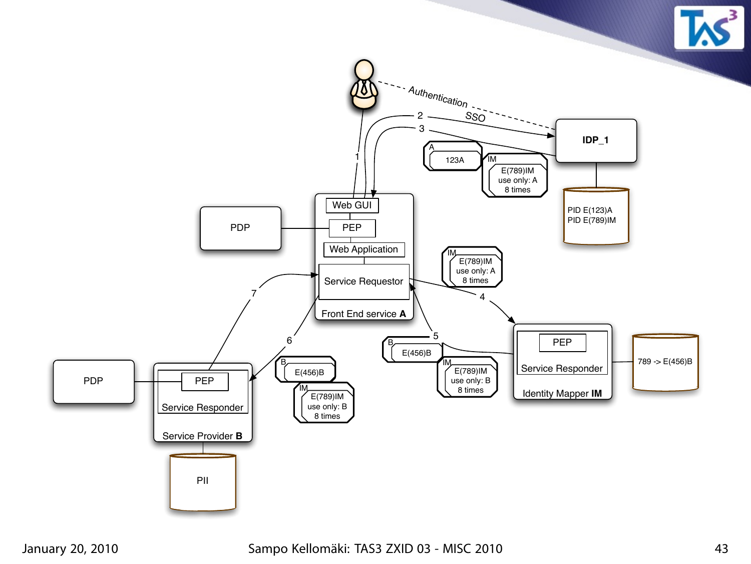Authentication

SSO

1

2

3

IDP_1

A 123A

IM E(789)IM use only: A 8 times

PID E(123)A
PID E(789)IM

PDP

Web GUI

PEP

Web Application

Service Requestor

Front End service **A**

IM E(789)IM use only: A 8 times

4

5

PEP

Service Responder

Identity Mapper **IM**

789 -> E(456)B

B E(456)B

IM E(789)IM use only: B 8 times

6

7

B E(456)B

IM E(789)IM use only: B 8 times

PDP

PEP

Service Responder

Service Provider **B**

PII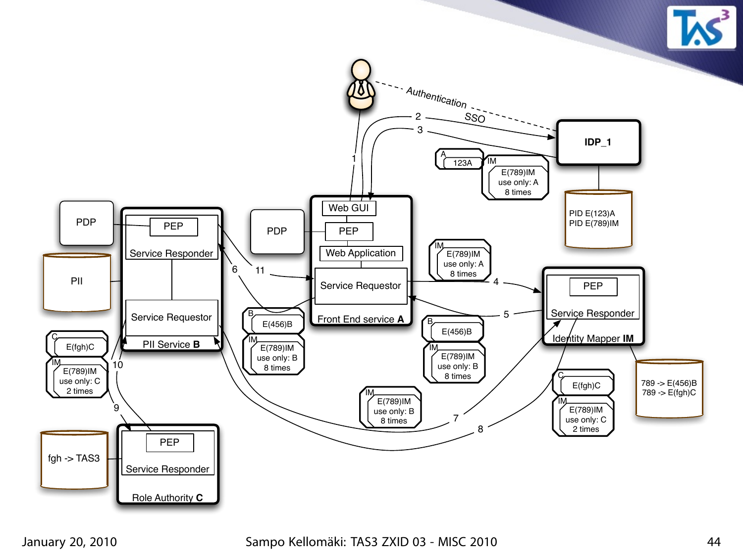Authentication

SSO

IDP_1

PID E(123)A
PID E(789)IM

A 123A

IM E(789)IM use only: A 8 times

Web GUI

PEP

Web Application

Service Requestor

Front End service **A**

PDP

PEP

Service Responder

Service Requestor

PII Service **B**

PII

B E(456)B

IM E(789)IM use only: B 8 times

IM E(789)IM use only: A 8 times

PEP

Service Responder

Identity Mapper **IM**

789 -> E(456)B
789 -> E(fgh)C

B E(456)B

IM E(789)IM use only: B 8 times

IM E(789)IM use only: B 8 times

C E(fgh)C

IM E(789)IM use only: C 2 times

C E(fgh)C

IM E(789)IM use only: C 2 times

PEP

Service Responder

Role Authority **C**

fgh -> TAS3

1, 2, 3, 4, 5, 6, 7, 8, 9, 10, 11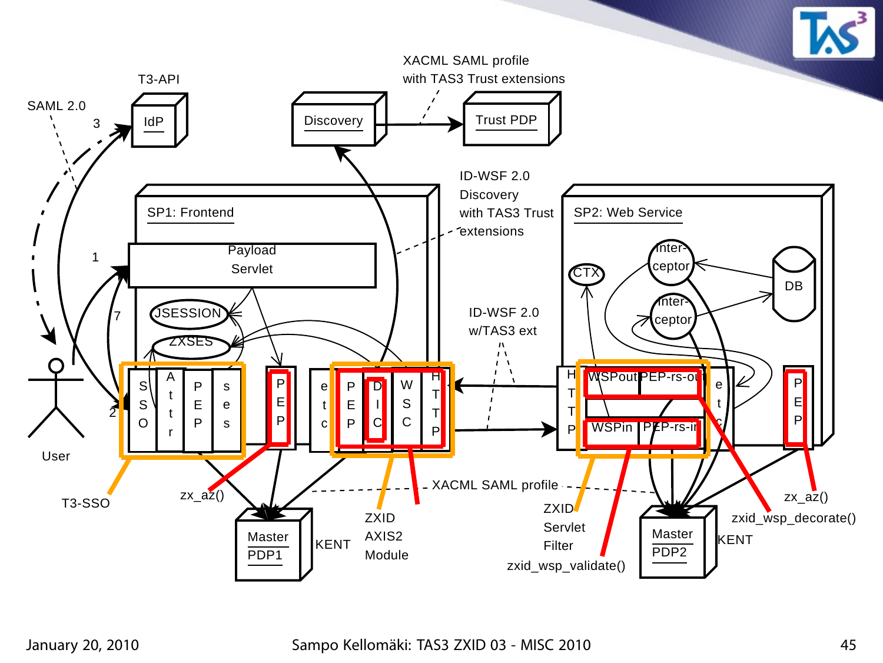T3-API

SAML 2.0

3

IdP

Discovery

XACML SAML profile
with TAS3 Trust extensions

Trust PDP

ID-WSF 2.0
Discovery
with TAS3 Trust
extensions

SP1: Frontend

SP2: Web Service

1

Payload
Servlet

JSESSION

ZXSES

7

2

User

SSO | Attr | PEP | ses | PEP | etc | PEP | DIC | WSC | HTTP

ID-WSF 2.0
w/TAS3 ext

CTX

Inter-
ceptor

Inter-
ceptor

DB

HTTP | WSPout | PEP-rs-out | WSPin | PEP-rs-in | etc | PEP

T3-SSO

zx_az()

Master
PDP1

KENT

ZXID
AXIS2
Module

XACML SAML profile

ZXID
Servlet
Filter

zxid_wsp_validate()

Master
PDP2

KENT

zx_az()

zxid_wsp_decorate()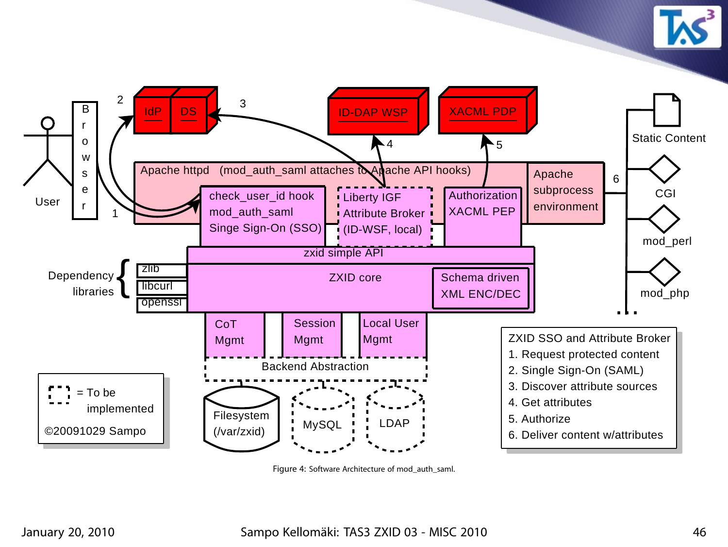User

Browser

Apache httpd (mod_auth_saml attaches to Apache API hooks)

IdP | DS | ID-DAP WSP | XACML PDP

check_user_id hook
mod_auth_saml
Singe Sign-On (SSO)

Liberty IGF
Attribute Broker
(ID-WSF, local)

Authorization
XACML PEP

Apache
subprocess
environment

Static Content | CGI | mod_perl | mod_php

zxid simple API

ZXID core

Schema driven
XML ENC/DEC

Dependency libraries: zlib, libcurl, openssl

CoT Mgmt | Session Mgmt | Local User Mgmt

Backend Abstraction

Filesystem (/var/zxid) | MySQL | LDAP

= To be implemented

©20091029 Sampo

ZXID SSO and Attribute Broker

1. Request protected content
2. Single Sign-On (SAML)
3. Discover attribute sources
4. Get attributes
5. Authorize
6. Deliver content w/attributes

Figure 4: Software Architecture of mod_auth_saml.

January 20, 2010 — Sampo Kellomäki: TAS3 ZXID 03 - MISC 2010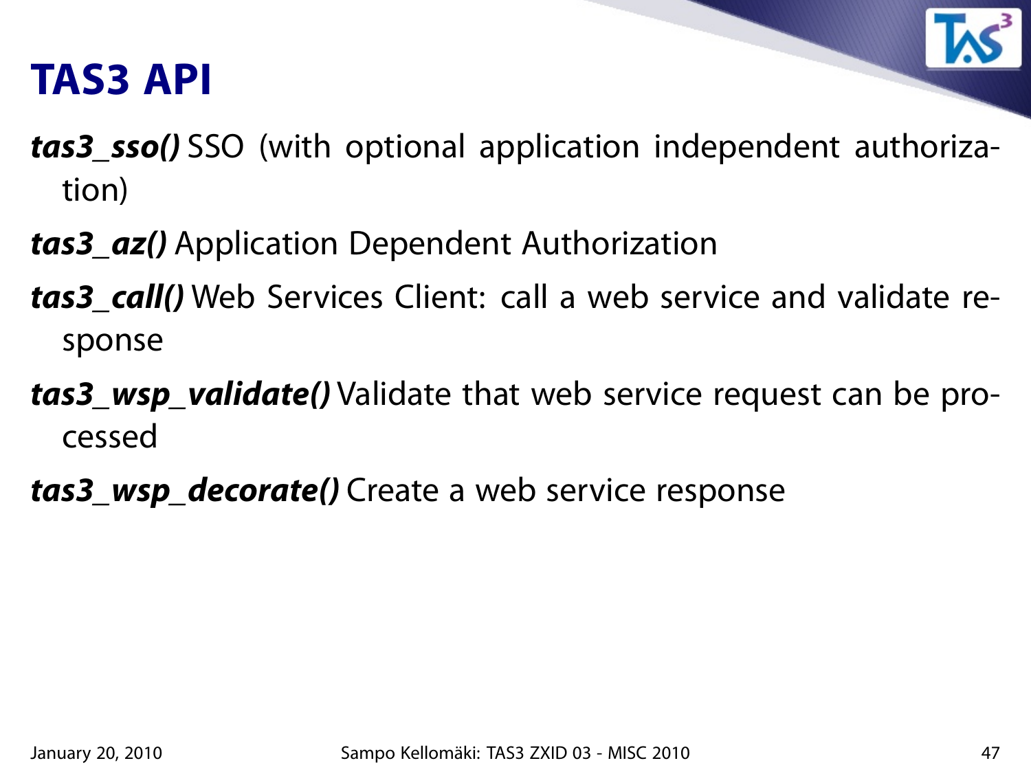# TAS3 API

***tas3_sso()*** SSO (with optional application independent authorization)

***tas3_az()*** Application Dependent Authorization

***tas3_call()*** Web Services Client: call a web service and validate response

***tas3_wsp_validate()*** Validate that web service request can be processed

***tas3_wsp_decorate()*** Create a web service response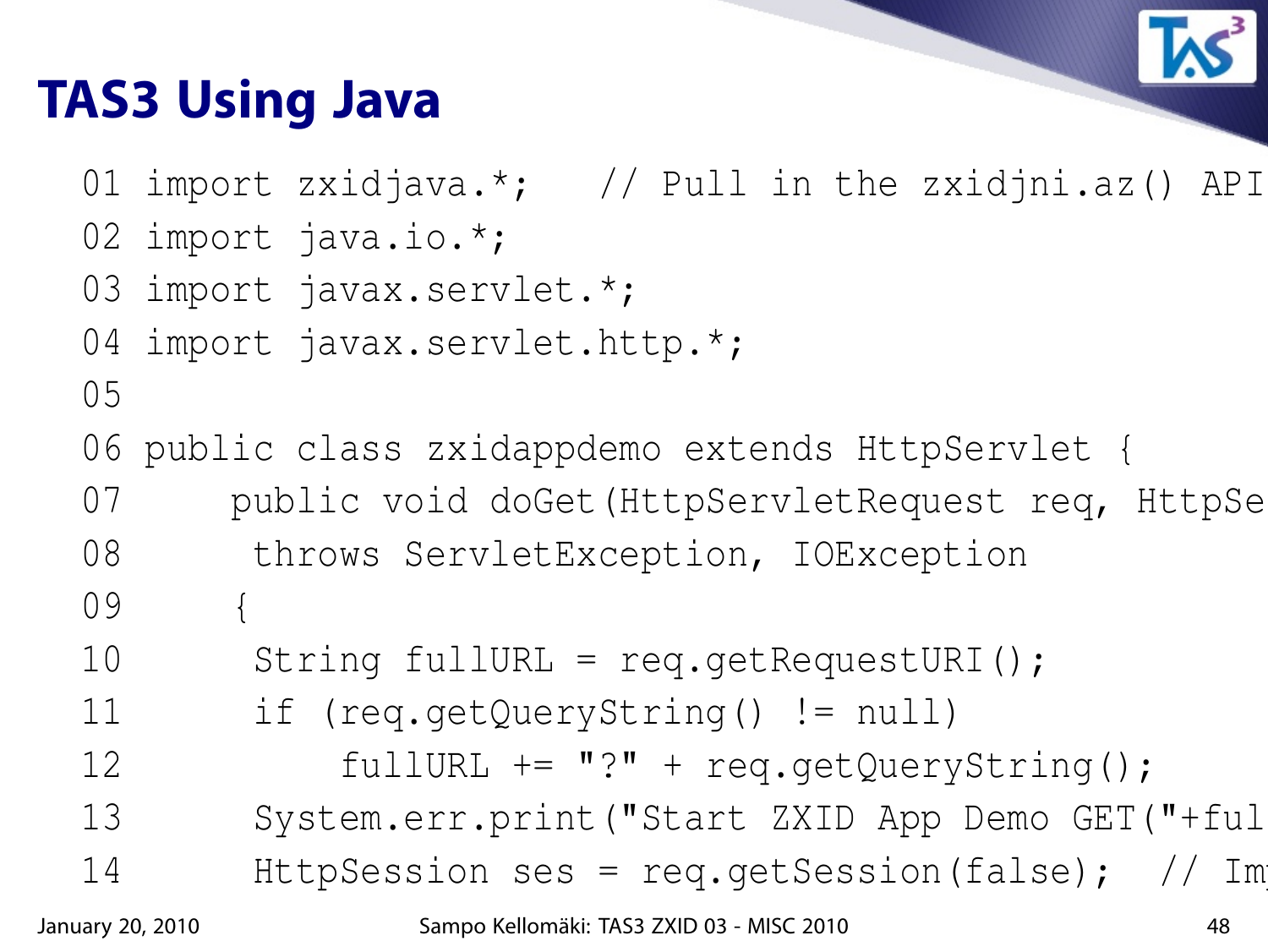# TAS3 Using Java

```
01 import zxidjava.*;   // Pull in the zxidjni.az() API
02 import java.io.*;
03 import javax.servlet.*;
04 import javax.servlet.http.*;
05
06 public class zxidappdemo extends HttpServlet {
07     public void doGet(HttpServletRequest req, HttpSe
08      throws ServletException, IOException
09     {
10      String fullURL = req.getRequestURI();
11      if (req.getQueryString() != null)
12          fullURL += "?" + req.getQueryString();
13      System.err.print("Start ZXID App Demo GET("+ful
14      HttpSession ses = req.getSession(false);  // Im
```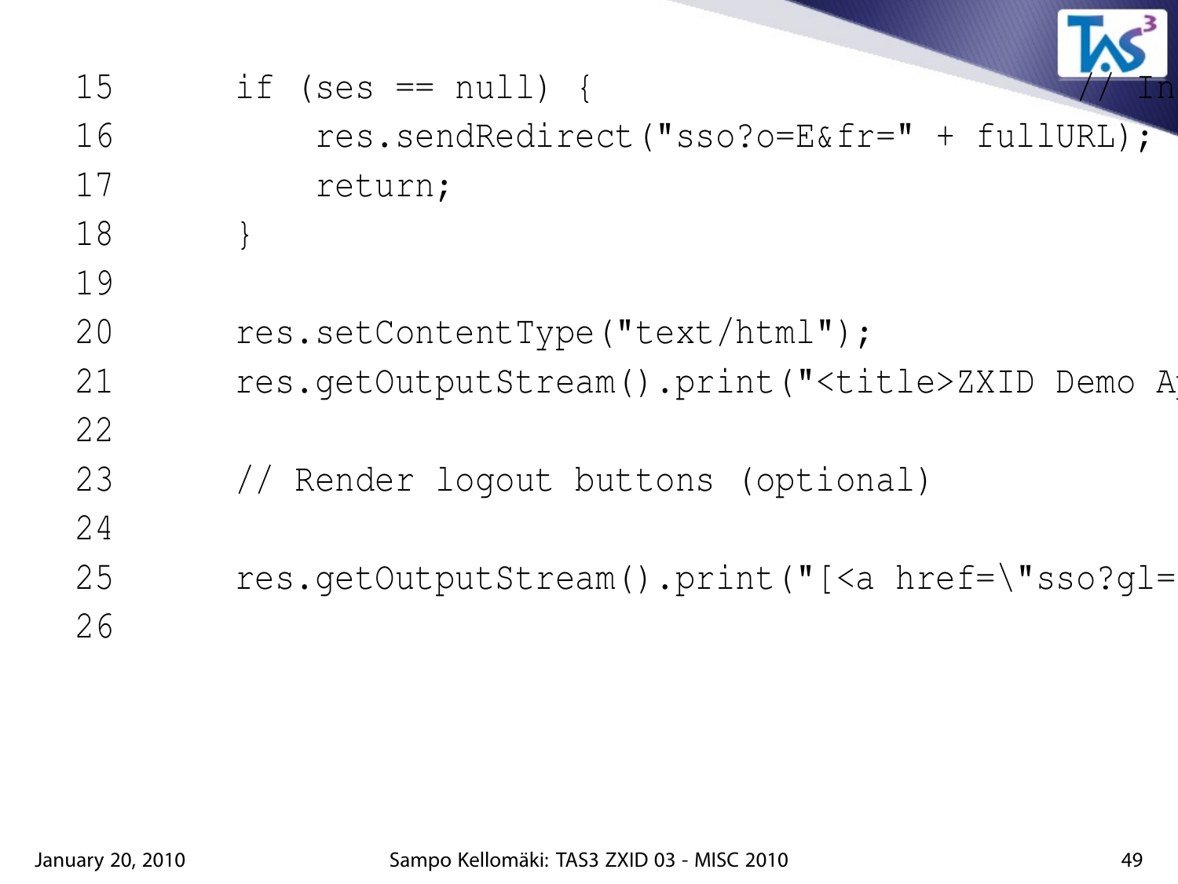```
15        if (ses == null) {                                    // In
16            res.sendRedirect("sso?o=E&fr=" + fullURL);
17            return;
18        }
19
20        res.setContentType("text/html");
21        res.getOutputStream().print("<title>ZXID Demo Ap
22
23        // Render logout buttons (optional)
24
25        res.getOutputStream().print("[<a href=\"sso?gl=
26
```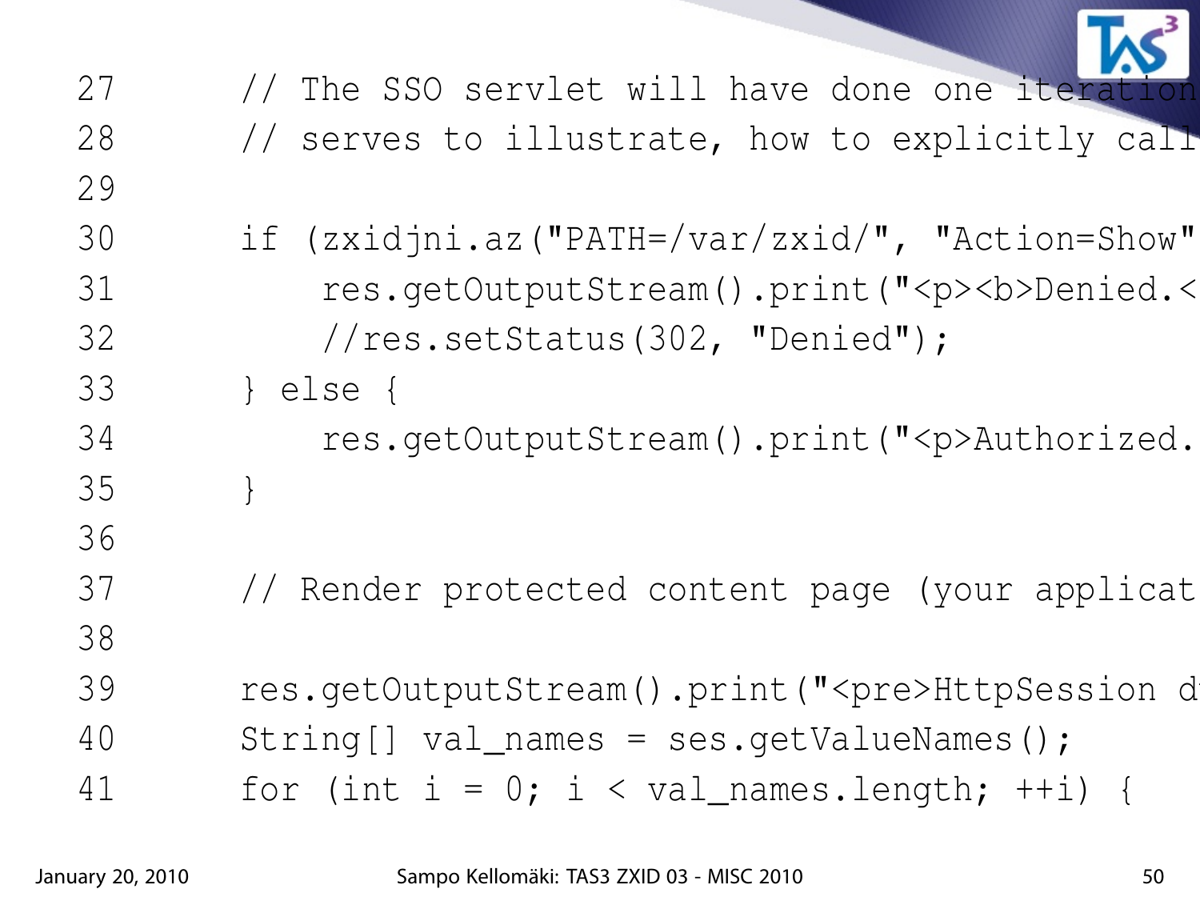```
27      // The SSO servlet will have done one iteration
28      // serves to illustrate, how to explicitly call
29
30      if (zxidjni.az("PATH=/var/zxid/", "Action=Show"
31          res.getOutputStream().print("<p><b>Denied.<
32          //res.setStatus(302, "Denied");
33      } else {
34          res.getOutputStream().print("<p>Authorized.
35      }
36
37      // Render protected content page (your applicat
38
39      res.getOutputStream().print("<pre>HttpSession d
40      String[] val_names = ses.getValueNames();
41      for (int i = 0; i < val_names.length; ++i) {
```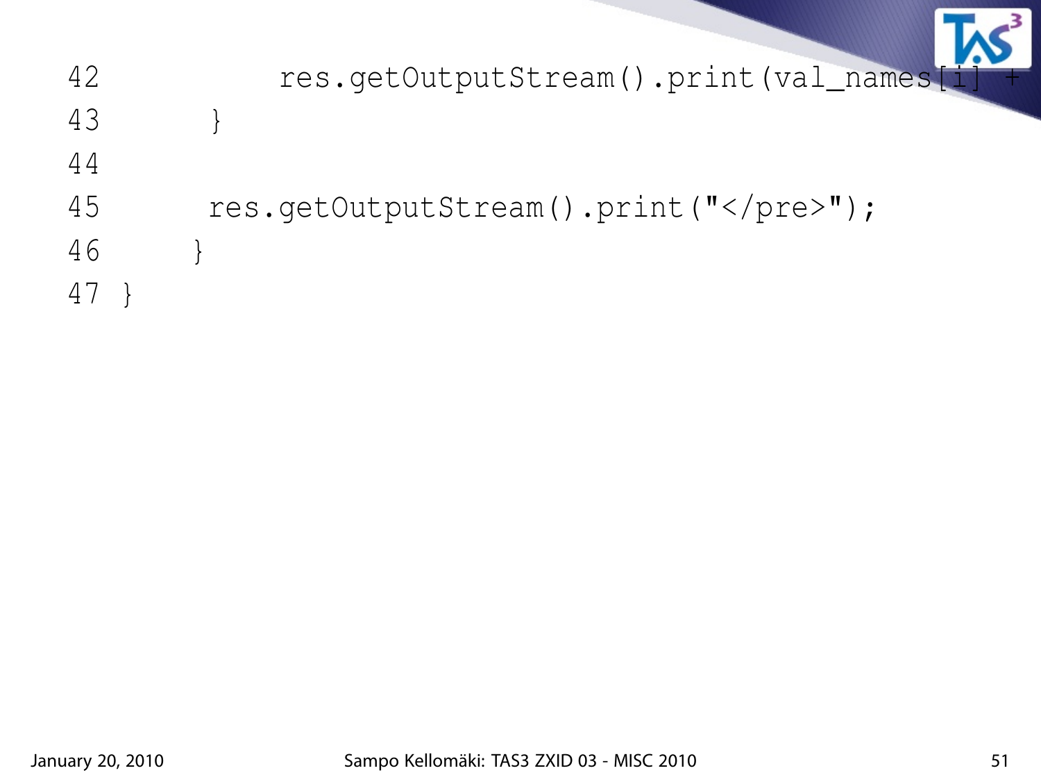```
42            res.getOutputStream().print(val_names[i] +
43        }
44
45        res.getOutputStream().print("</pre>");
46      }
47 }
```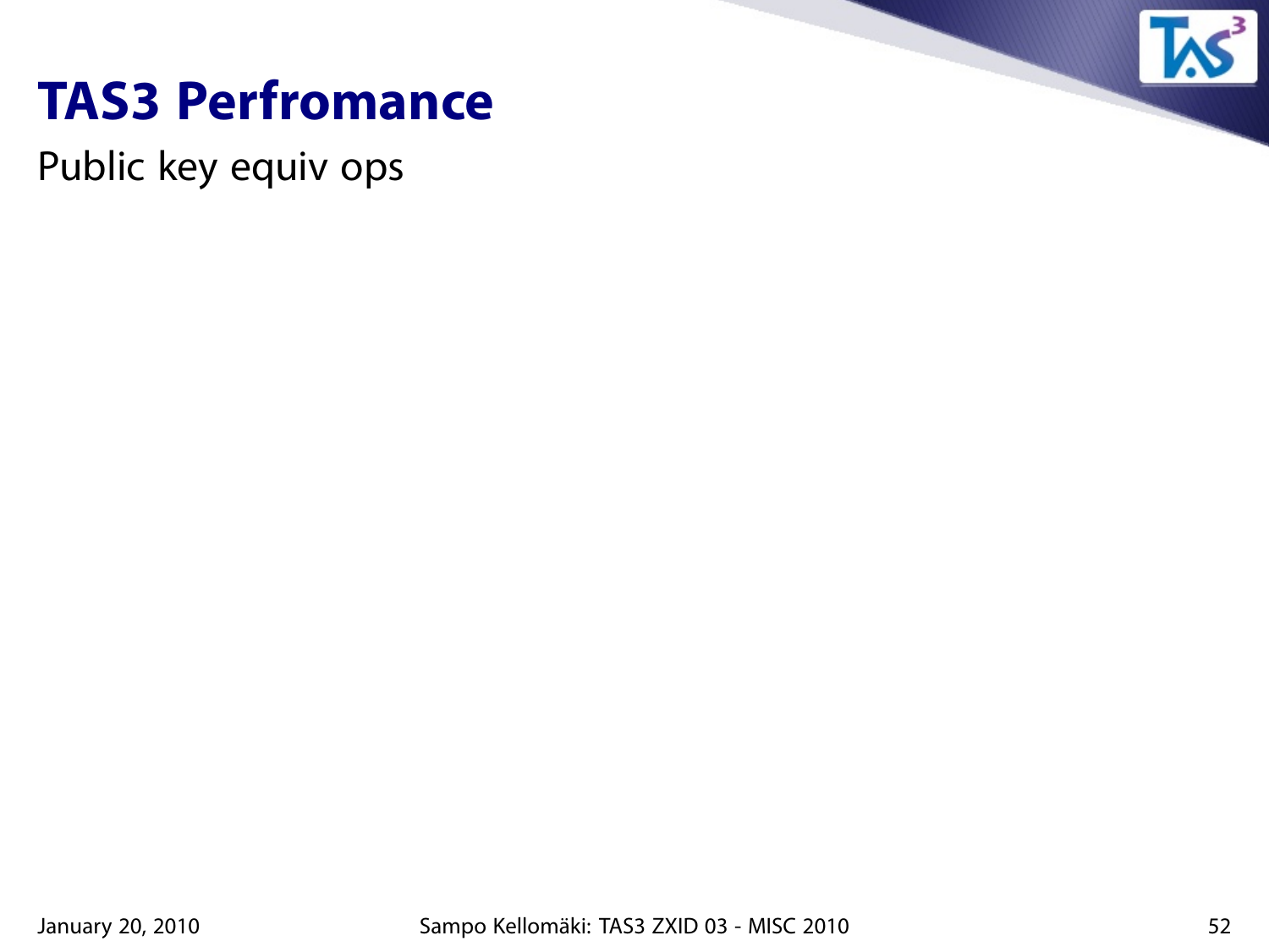# TAS3 Perfromance

Public key equiv ops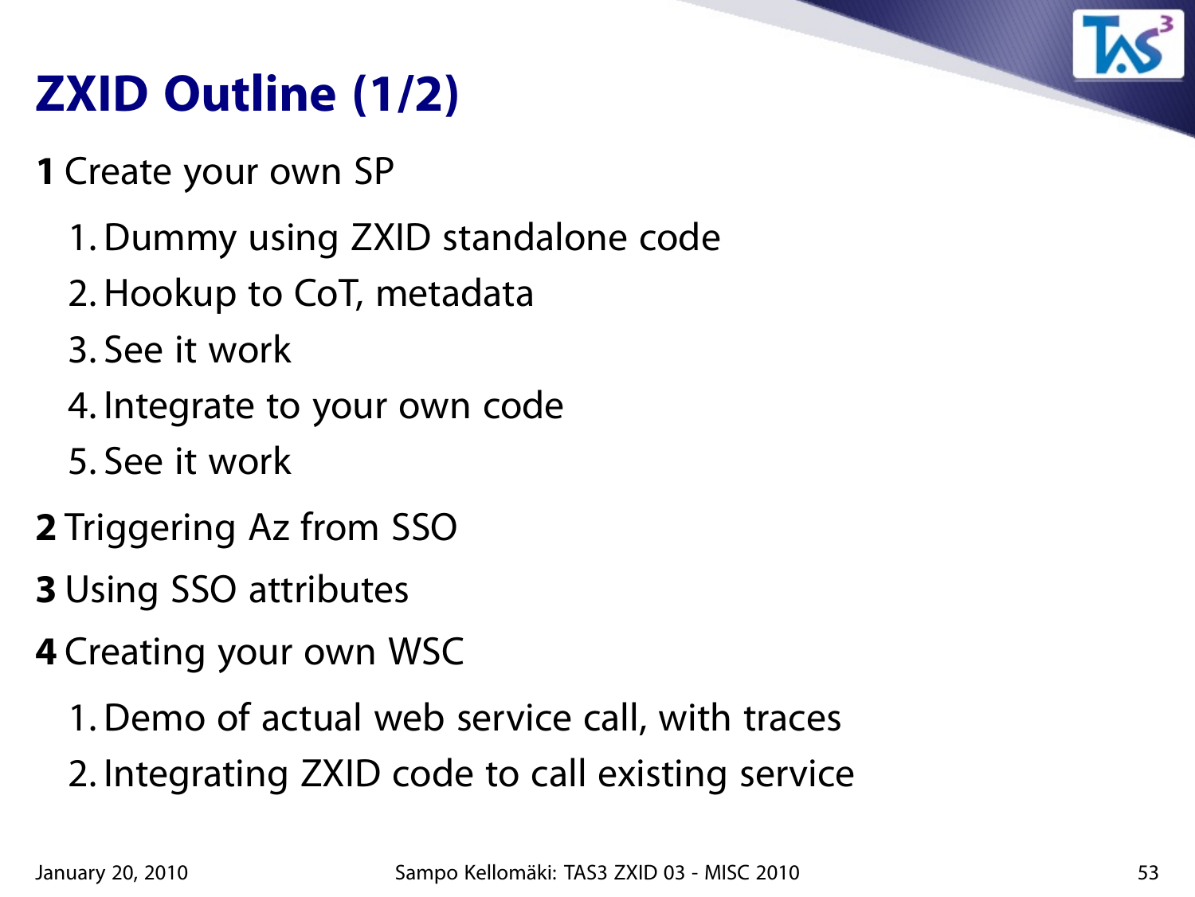# ZXID Outline (1/2)

**1** Create your own SP

1. Dummy using ZXID standalone code
2. Hookup to CoT, metadata
3. See it work
4. Integrate to your own code
5. See it work

**2** Triggering Az from SSO

**3** Using SSO attributes

**4** Creating your own WSC

1. Demo of actual web service call, with traces
2. Integrating ZXID code to call existing service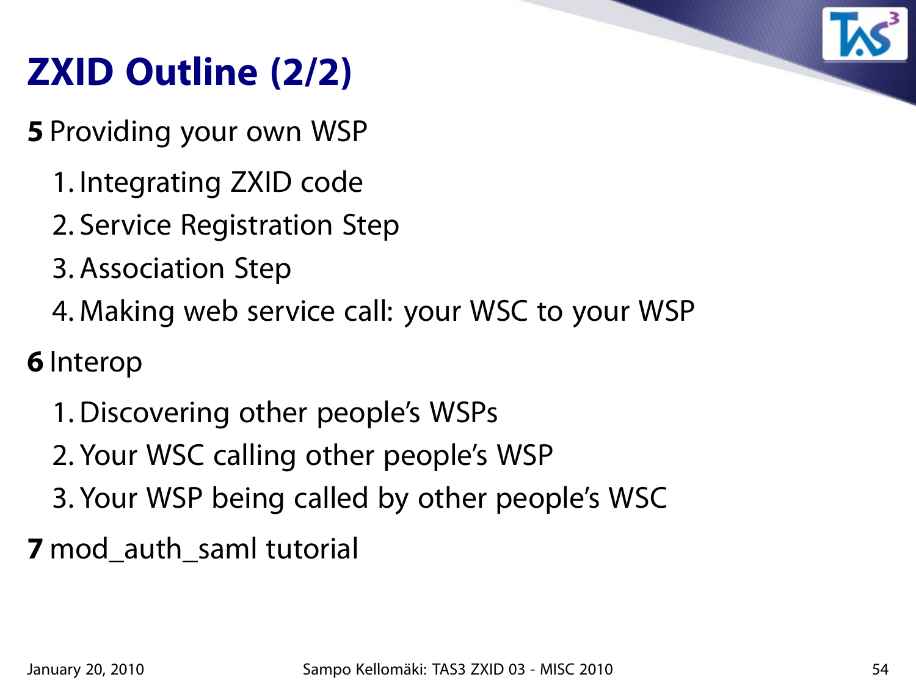# ZXID Outline (2/2)

**5** Providing your own WSP

1. Integrating ZXID code
2. Service Registration Step
3. Association Step
4. Making web service call: your WSC to your WSP

**6** Interop

1. Discovering other people's WSPs
2. Your WSC calling other people's WSP
3. Your WSP being called by other people's WSC

**7** mod_auth_saml tutorial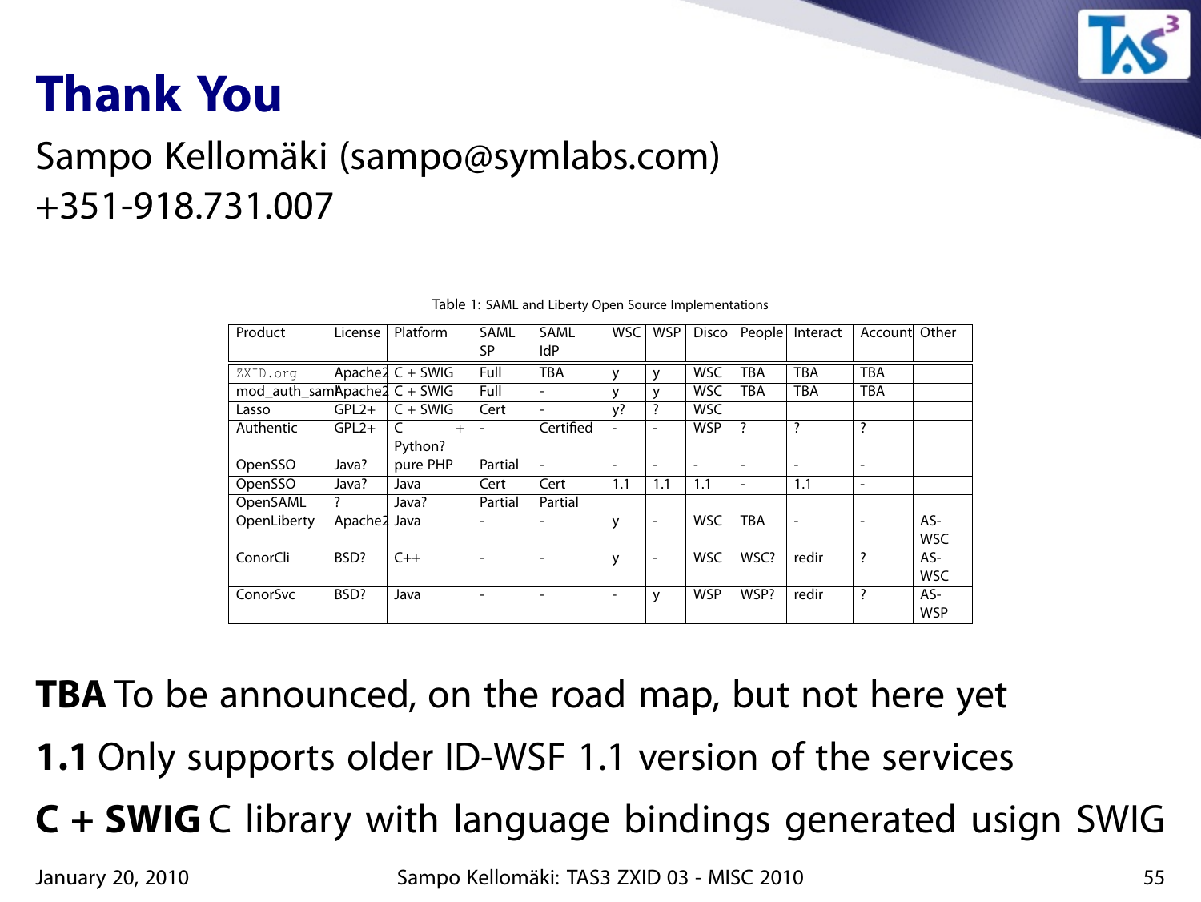# Thank You

Sampo Kellomäki (sampo@symlabs.com)
+351-918.731.007

Table 1: SAML and Liberty Open Source Implementations

| Product | License | Platform | SAML SP | SAML IdP | WSC | WSP | Disco | People | Interact | Account | Other |
|---|---|---|---|---|---|---|---|---|---|---|---|
| ZXID.org | Apache2 | C + SWIG | Full | TBA | y | y | WSC | TBA | TBA | TBA | |
| mod_auth_saml | Apache2 | C + SWIG | Full | - | y | y | WSC | TBA | TBA | TBA | |
| Lasso | GPL2+ | C + SWIG | Cert | - | y? | ? | WSC | | | | |
| Authentic | GPL2+ | C + Python? | - | Certified | - | - | WSP | ? | ? | ? | |
| OpenSSO | Java? | pure PHP | Partial | - | - | - | - | - | - | - | |
| OpenSSO | Java? | Java | Cert | Cert | 1.1 | 1.1 | 1.1 | - | 1.1 | - | |
| OpenSAML | ? | Java? | Partial | Partial | | | | | | | |
| OpenLiberty | Apache2 | Java | - | - | y | - | WSC | TBA | - | - | AS-WSC |
| ConorCli | BSD? | C++ | - | - | y | - | WSC | WSC? | redir | ? | AS-WSC |
| ConorSvc | BSD? | Java | - | - | - | y | WSP | WSP? | redir | ? | AS-WSP |

**TBA** To be announced, on the road map, but not here yet

**1.1** Only supports older ID-WSF 1.1 version of the services

**C + SWIG** C library with language bindings generated usign SWIG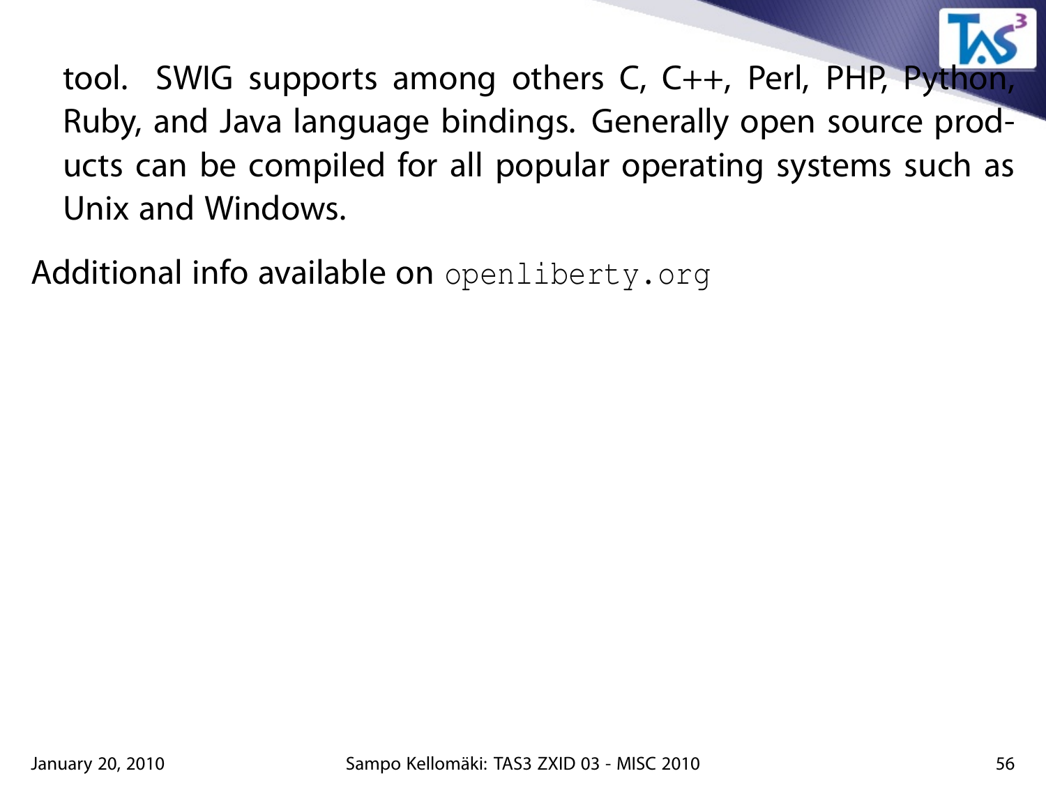tool. SWIG supports among others C, C++, Perl, PHP, Python, Ruby, and Java language bindings. Generally open source products can be compiled for all popular operating systems such as Unix and Windows.

Additional info available on `openliberty.org`